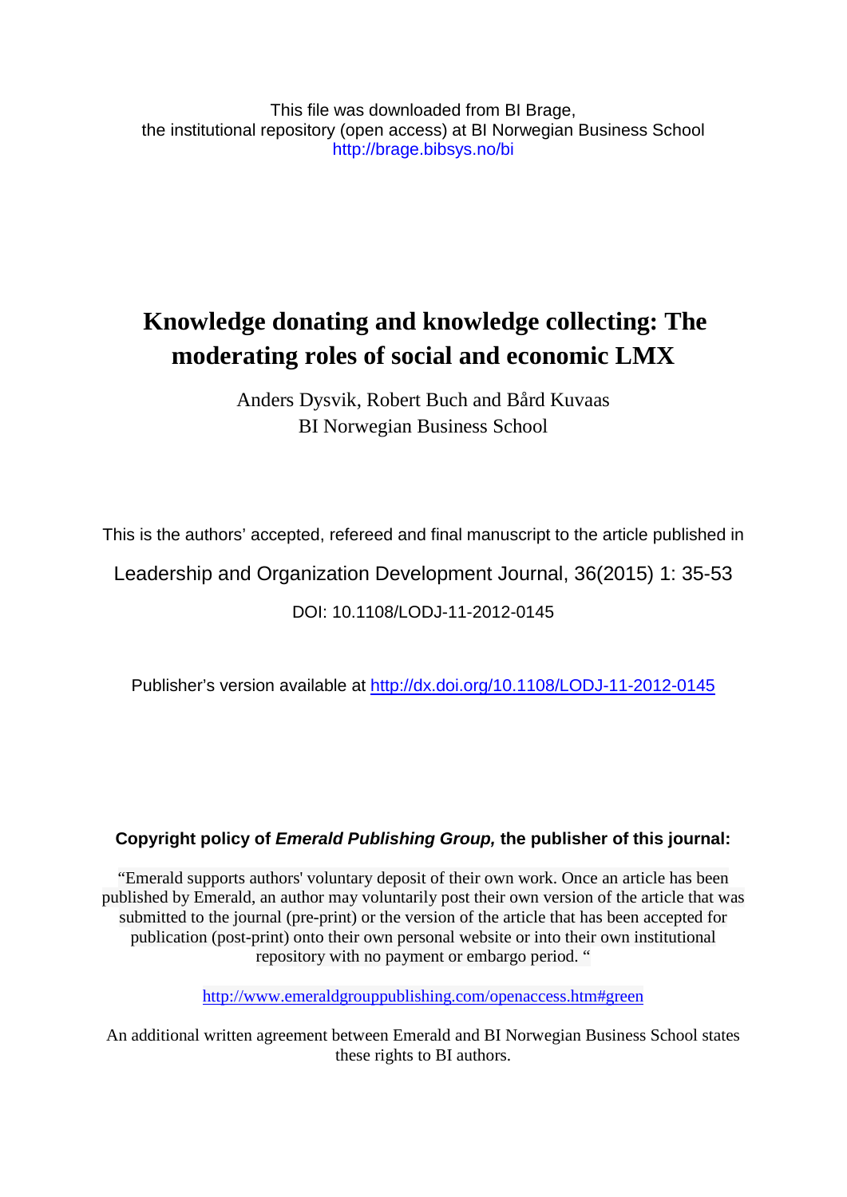This file was downloaded from BI Brage,
the institutional repository (open access) at BI Norwegian Business School
http://brage.bibsys.no/bi

# Knowledge donating and knowledge collecting: The moderating roles of social and economic LMX

Anders Dysvik, Robert Buch and Bård Kuvaas
BI Norwegian Business School

This is the authors' accepted, refereed and final manuscript to the article published in

Leadership and Organization Development Journal, 36(2015) 1: 35-53

DOI: 10.1108/LODJ-11-2012-0145

Publisher's version available at http://dx.doi.org/10.1108/LODJ-11-2012-0145

**Copyright policy of *Emerald Publishing Group,* the publisher of this journal:**

"Emerald supports authors' voluntary deposit of their own work. Once an article has been published by Emerald, an author may voluntarily post their own version of the article that was submitted to the journal (pre-print) or the version of the article that has been accepted for publication (post-print) onto their own personal website or into their own institutional repository with no payment or embargo period. "

http://www.emeraldgrouppublishing.com/openaccess.htm#green

An additional written agreement between Emerald and BI Norwegian Business School states these rights to BI authors.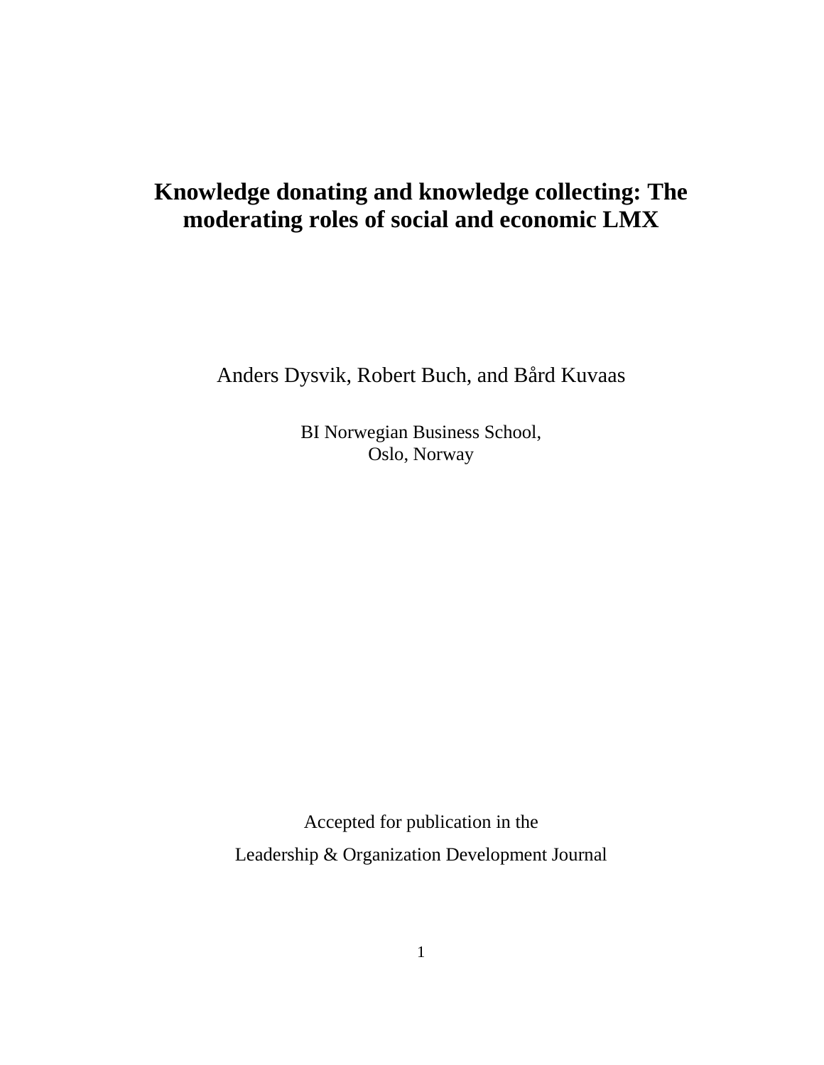# Knowledge donating and knowledge collecting: The moderating roles of social and economic LMX

Anders Dysvik, Robert Buch, and Bård Kuvaas

BI Norwegian Business School,
Oslo, Norway

Accepted for publication in the

Leadership & Organization Development Journal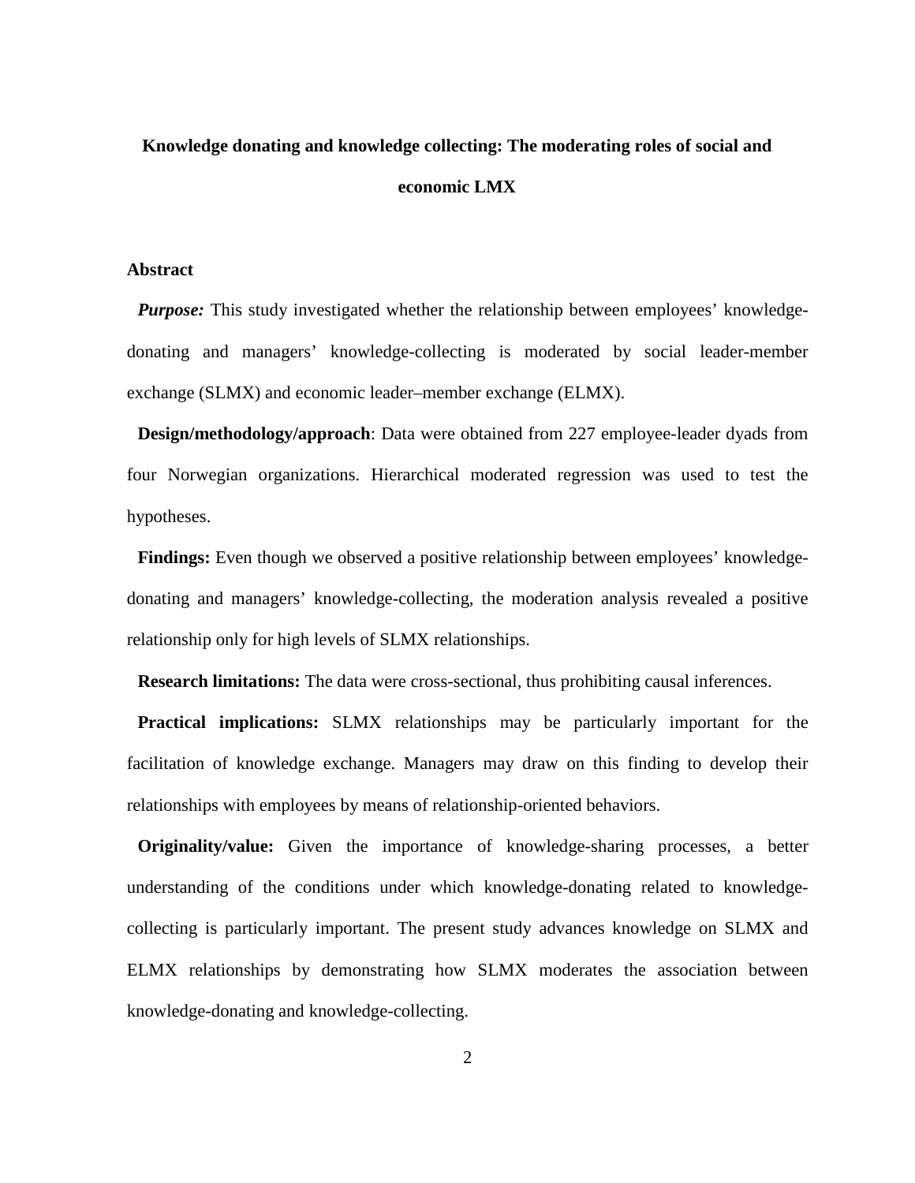# Knowledge donating and knowledge collecting: The moderating roles of social and economic LMX

## Abstract

***Purpose:*** This study investigated whether the relationship between employees' knowledge-donating and managers' knowledge-collecting is moderated by social leader-member exchange (SLMX) and economic leader–member exchange (ELMX).

**Design/methodology/approach**: Data were obtained from 227 employee-leader dyads from four Norwegian organizations. Hierarchical moderated regression was used to test the hypotheses.

**Findings:** Even though we observed a positive relationship between employees' knowledge-donating and managers' knowledge-collecting, the moderation analysis revealed a positive relationship only for high levels of SLMX relationships.

**Research limitations:** The data were cross-sectional, thus prohibiting causal inferences.

**Practical implications:** SLMX relationships may be particularly important for the facilitation of knowledge exchange. Managers may draw on this finding to develop their relationships with employees by means of relationship-oriented behaviors.

**Originality/value:** Given the importance of knowledge-sharing processes, a better understanding of the conditions under which knowledge-donating related to knowledge-collecting is particularly important. The present study advances knowledge on SLMX and ELMX relationships by demonstrating how SLMX moderates the association between knowledge-donating and knowledge-collecting.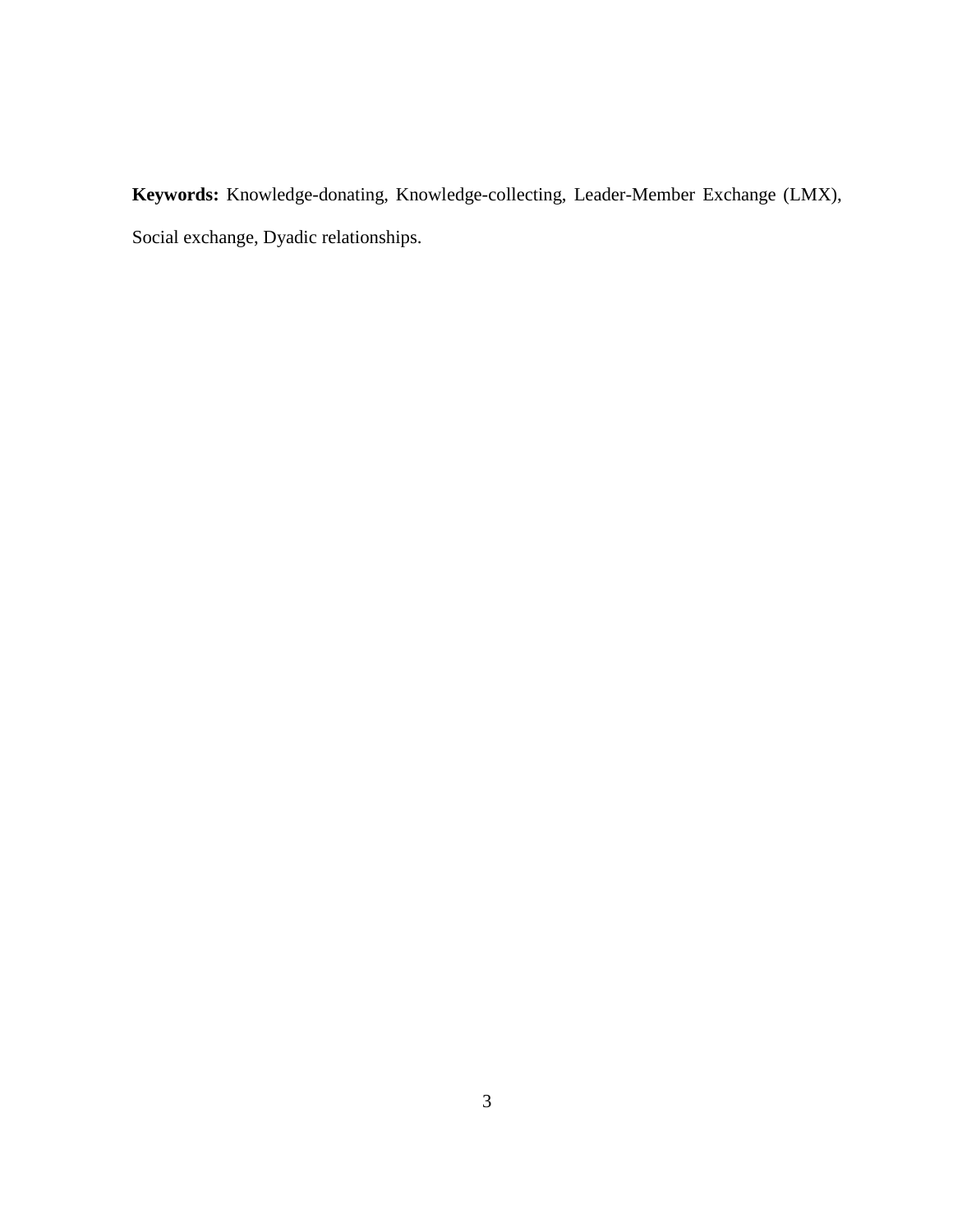**Keywords:** Knowledge-donating, Knowledge-collecting, Leader-Member Exchange (LMX), Social exchange, Dyadic relationships.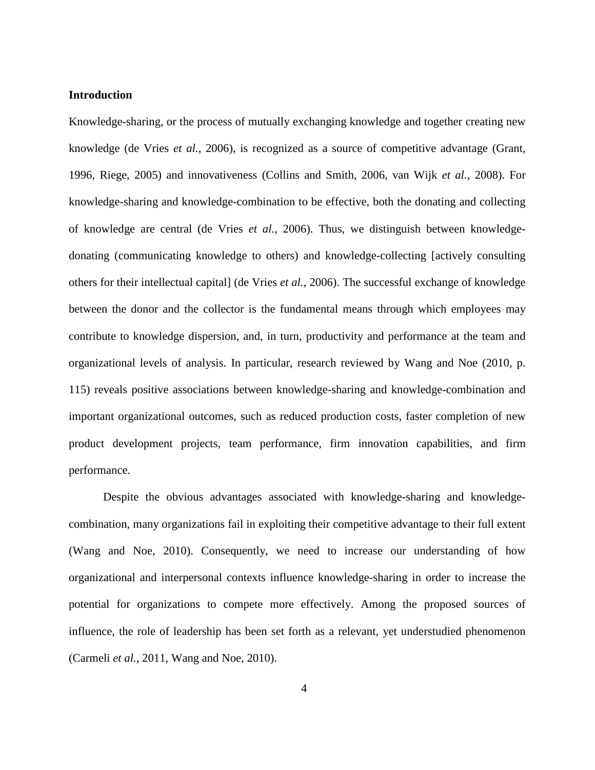## Introduction

Knowledge-sharing, or the process of mutually exchanging knowledge and together creating new knowledge (de Vries *et al.*, 2006), is recognized as a source of competitive advantage (Grant, 1996, Riege, 2005) and innovativeness (Collins and Smith, 2006, van Wijk *et al.*, 2008). For knowledge-sharing and knowledge-combination to be effective, both the donating and collecting of knowledge are central (de Vries *et al.*, 2006). Thus, we distinguish between knowledge-donating (communicating knowledge to others) and knowledge-collecting [actively consulting others for their intellectual capital] (de Vries *et al.*, 2006). The successful exchange of knowledge between the donor and the collector is the fundamental means through which employees may contribute to knowledge dispersion, and, in turn, productivity and performance at the team and organizational levels of analysis. In particular, research reviewed by Wang and Noe (2010, p. 115) reveals positive associations between knowledge-sharing and knowledge-combination and important organizational outcomes, such as reduced production costs, faster completion of new product development projects, team performance, firm innovation capabilities, and firm performance.

Despite the obvious advantages associated with knowledge-sharing and knowledge-combination, many organizations fail in exploiting their competitive advantage to their full extent (Wang and Noe, 2010). Consequently, we need to increase our understanding of how organizational and interpersonal contexts influence knowledge-sharing in order to increase the potential for organizations to compete more effectively. Among the proposed sources of influence, the role of leadership has been set forth as a relevant, yet understudied phenomenon (Carmeli *et al.*, 2011, Wang and Noe, 2010).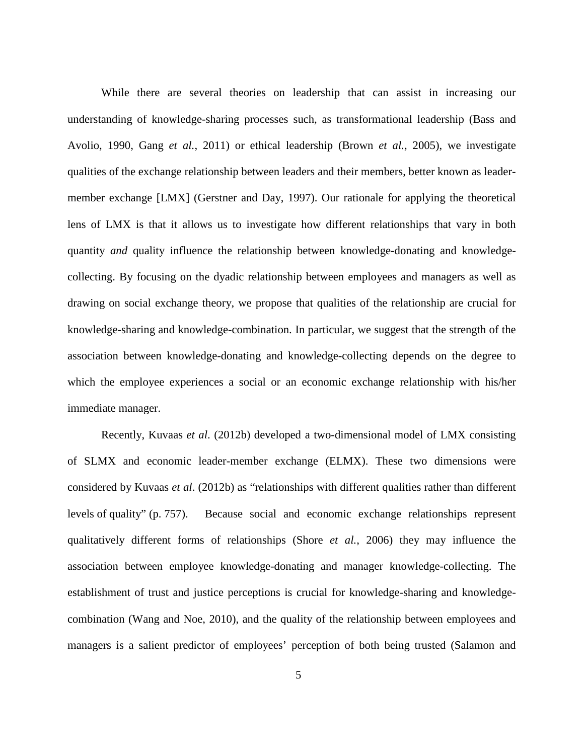While there are several theories on leadership that can assist in increasing our understanding of knowledge-sharing processes such, as transformational leadership (Bass and Avolio, 1990, Gang *et al.*, 2011) or ethical leadership (Brown *et al.*, 2005), we investigate qualities of the exchange relationship between leaders and their members, better known as leader-member exchange [LMX] (Gerstner and Day, 1997). Our rationale for applying the theoretical lens of LMX is that it allows us to investigate how different relationships that vary in both quantity *and* quality influence the relationship between knowledge-donating and knowledge-collecting. By focusing on the dyadic relationship between employees and managers as well as drawing on social exchange theory, we propose that qualities of the relationship are crucial for knowledge-sharing and knowledge-combination. In particular, we suggest that the strength of the association between knowledge-donating and knowledge-collecting depends on the degree to which the employee experiences a social or an economic exchange relationship with his/her immediate manager.

Recently, Kuvaas *et al*. (2012b) developed a two-dimensional model of LMX consisting of SLMX and economic leader-member exchange (ELMX). These two dimensions were considered by Kuvaas *et al*. (2012b) as "relationships with different qualities rather than different levels of quality" (p. 757). Because social and economic exchange relationships represent qualitatively different forms of relationships (Shore *et al.*, 2006) they may influence the association between employee knowledge-donating and manager knowledge-collecting. The establishment of trust and justice perceptions is crucial for knowledge-sharing and knowledge-combination (Wang and Noe, 2010), and the quality of the relationship between employees and managers is a salient predictor of employees' perception of both being trusted (Salamon and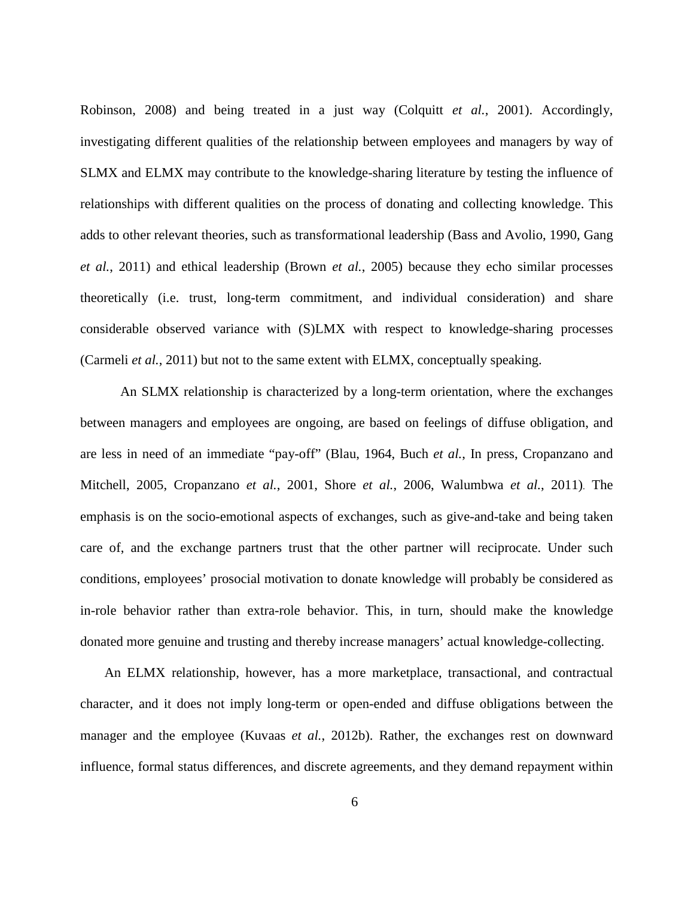Robinson, 2008) and being treated in a just way (Colquitt *et al.*, 2001). Accordingly, investigating different qualities of the relationship between employees and managers by way of SLMX and ELMX may contribute to the knowledge-sharing literature by testing the influence of relationships with different qualities on the process of donating and collecting knowledge. This adds to other relevant theories, such as transformational leadership (Bass and Avolio, 1990, Gang *et al.*, 2011) and ethical leadership (Brown *et al.*, 2005) because they echo similar processes theoretically (i.e. trust, long-term commitment, and individual consideration) and share considerable observed variance with (S)LMX with respect to knowledge-sharing processes (Carmeli *et al.*, 2011) but not to the same extent with ELMX, conceptually speaking.

An SLMX relationship is characterized by a long-term orientation, where the exchanges between managers and employees are ongoing, are based on feelings of diffuse obligation, and are less in need of an immediate "pay-off" (Blau, 1964, Buch *et al.*, In press, Cropanzano and Mitchell, 2005, Cropanzano *et al.*, 2001, Shore *et al.*, 2006, Walumbwa *et al.*, 2011). The emphasis is on the socio-emotional aspects of exchanges, such as give-and-take and being taken care of, and the exchange partners trust that the other partner will reciprocate. Under such conditions, employees' prosocial motivation to donate knowledge will probably be considered as in-role behavior rather than extra-role behavior. This, in turn, should make the knowledge donated more genuine and trusting and thereby increase managers' actual knowledge-collecting.

An ELMX relationship, however, has a more marketplace, transactional, and contractual character, and it does not imply long-term or open-ended and diffuse obligations between the manager and the employee (Kuvaas *et al.*, 2012b). Rather, the exchanges rest on downward influence, formal status differences, and discrete agreements, and they demand repayment within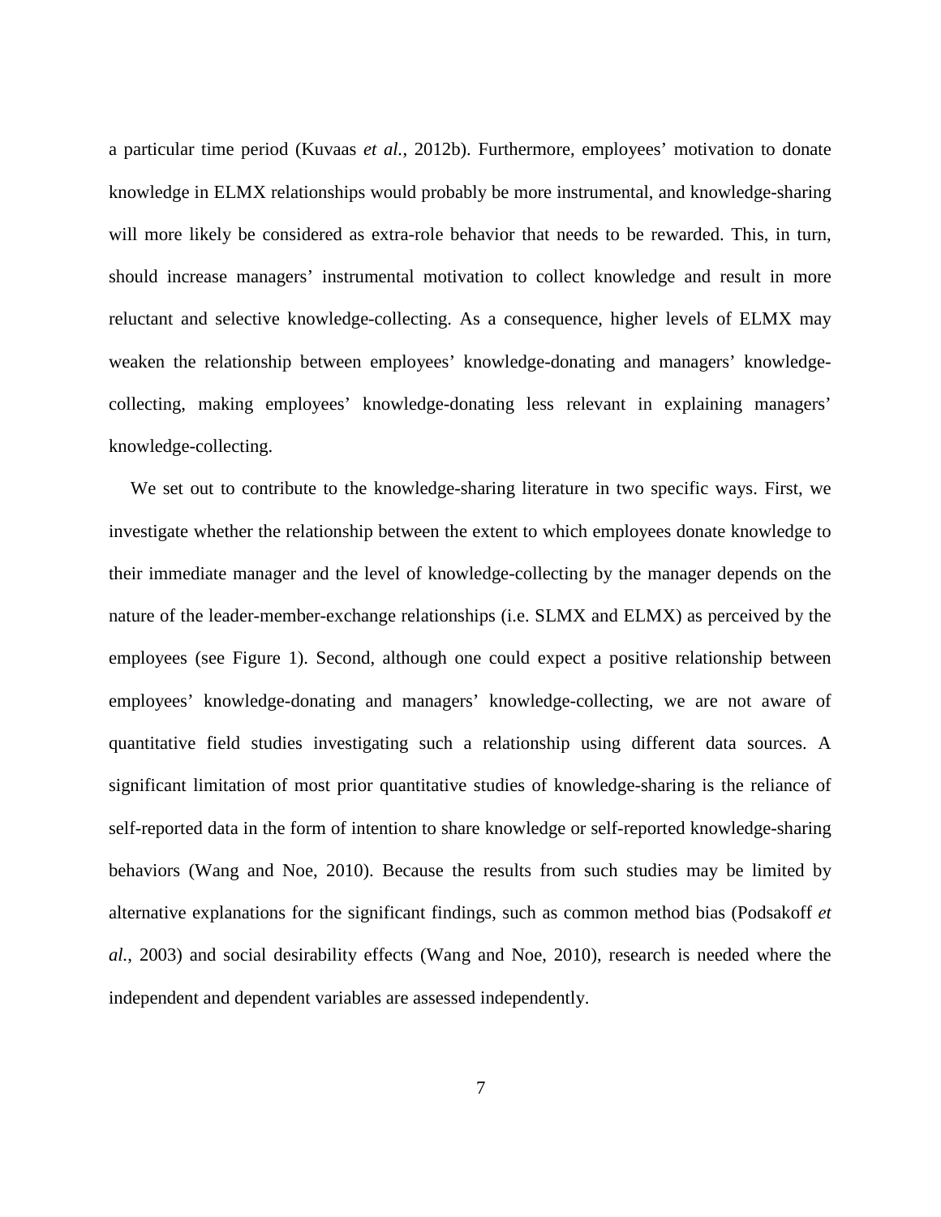a particular time period (Kuvaas *et al.*, 2012b). Furthermore, employees' motivation to donate knowledge in ELMX relationships would probably be more instrumental, and knowledge-sharing will more likely be considered as extra-role behavior that needs to be rewarded. This, in turn, should increase managers' instrumental motivation to collect knowledge and result in more reluctant and selective knowledge-collecting. As a consequence, higher levels of ELMX may weaken the relationship between employees' knowledge-donating and managers' knowledge-collecting, making employees' knowledge-donating less relevant in explaining managers' knowledge-collecting.

We set out to contribute to the knowledge-sharing literature in two specific ways. First, we investigate whether the relationship between the extent to which employees donate knowledge to their immediate manager and the level of knowledge-collecting by the manager depends on the nature of the leader-member-exchange relationships (i.e. SLMX and ELMX) as perceived by the employees (see Figure 1). Second, although one could expect a positive relationship between employees' knowledge-donating and managers' knowledge-collecting, we are not aware of quantitative field studies investigating such a relationship using different data sources. A significant limitation of most prior quantitative studies of knowledge-sharing is the reliance of self-reported data in the form of intention to share knowledge or self-reported knowledge-sharing behaviors (Wang and Noe, 2010). Because the results from such studies may be limited by alternative explanations for the significant findings, such as common method bias (Podsakoff *et al.*, 2003) and social desirability effects (Wang and Noe, 2010), research is needed where the independent and dependent variables are assessed independently.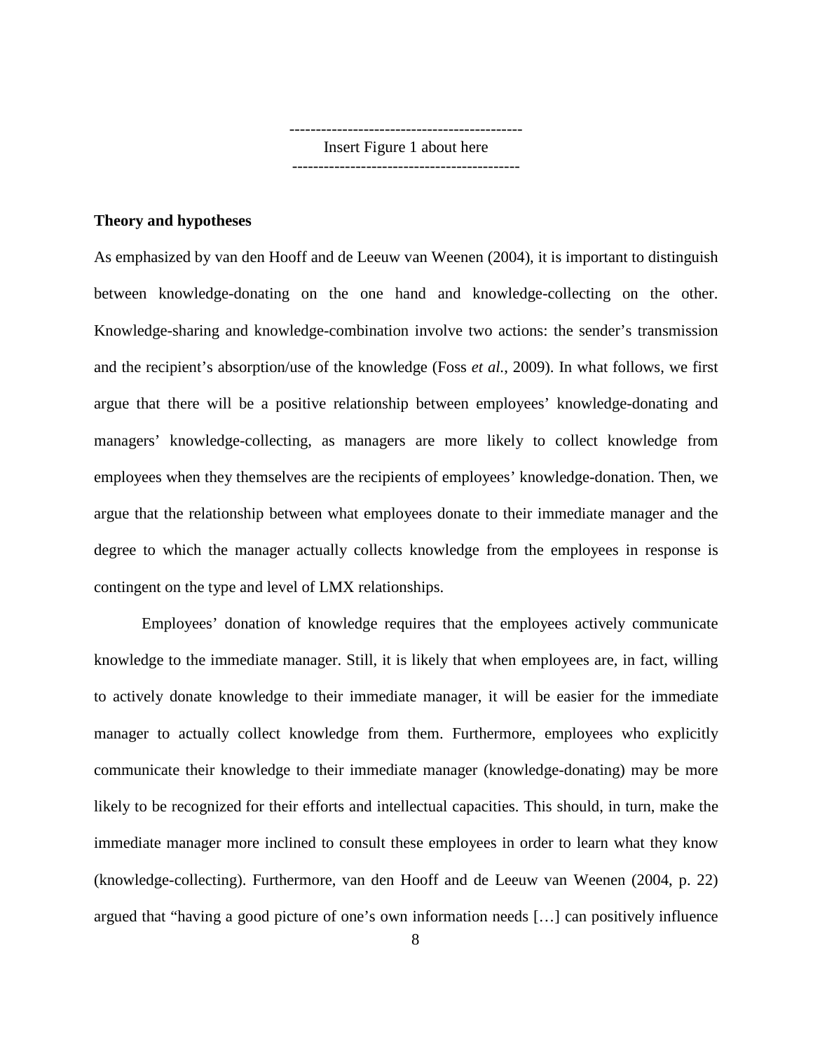--------------------------------------------
Insert Figure 1 about here
-------------------------------------------

**Theory and hypotheses**

As emphasized by van den Hooff and de Leeuw van Weenen (2004), it is important to distinguish between knowledge-donating on the one hand and knowledge-collecting on the other. Knowledge-sharing and knowledge-combination involve two actions: the sender's transmission and the recipient's absorption/use of the knowledge (Foss *et al.*, 2009). In what follows, we first argue that there will be a positive relationship between employees' knowledge-donating and managers' knowledge-collecting, as managers are more likely to collect knowledge from employees when they themselves are the recipients of employees' knowledge-donation. Then, we argue that the relationship between what employees donate to their immediate manager and the degree to which the manager actually collects knowledge from the employees in response is contingent on the type and level of LMX relationships.

Employees' donation of knowledge requires that the employees actively communicate knowledge to the immediate manager. Still, it is likely that when employees are, in fact, willing to actively donate knowledge to their immediate manager, it will be easier for the immediate manager to actually collect knowledge from them. Furthermore, employees who explicitly communicate their knowledge to their immediate manager (knowledge-donating) may be more likely to be recognized for their efforts and intellectual capacities. This should, in turn, make the immediate manager more inclined to consult these employees in order to learn what they know (knowledge-collecting). Furthermore, van den Hooff and de Leeuw van Weenen (2004, p. 22) argued that "having a good picture of one's own information needs […] can positively influence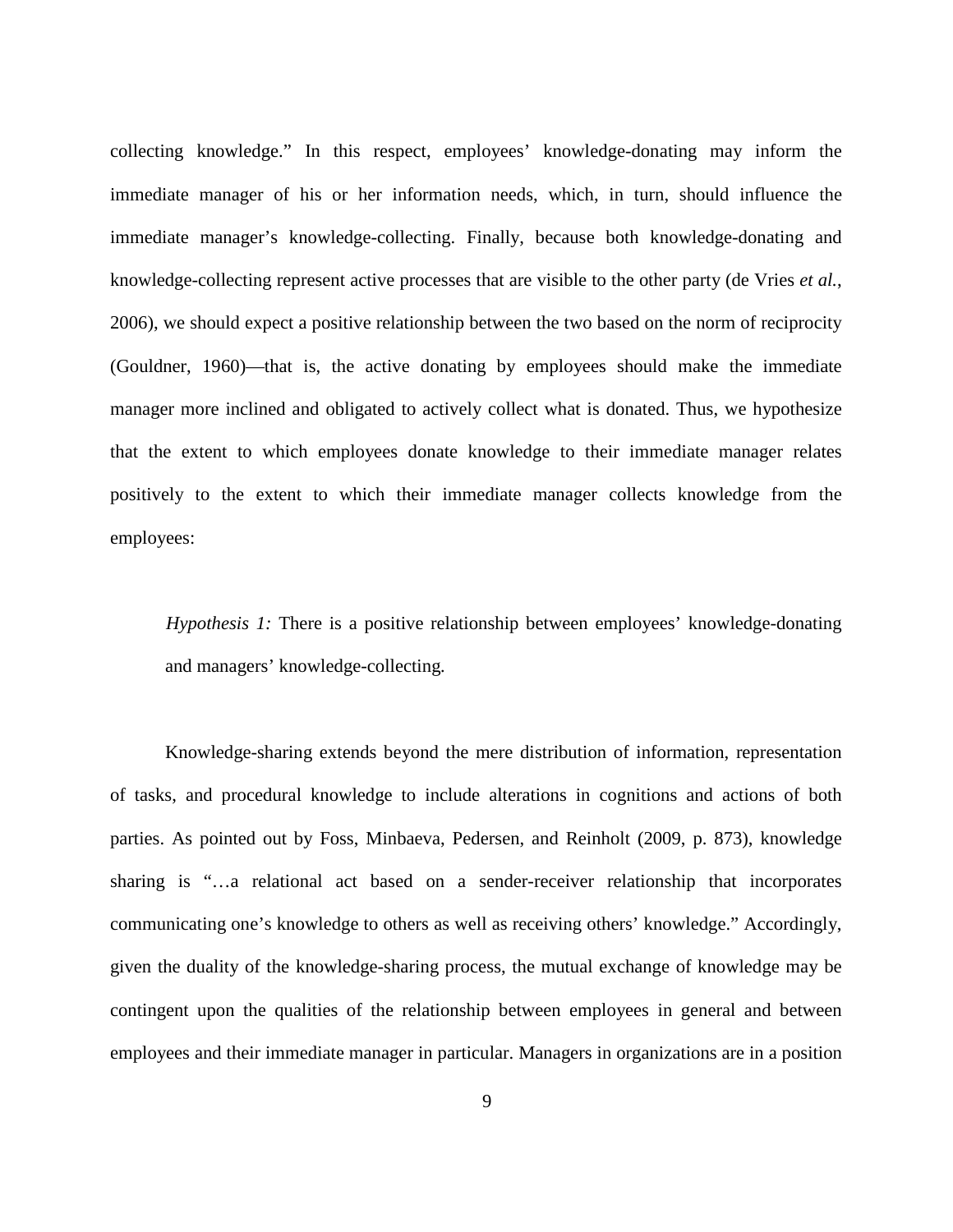collecting knowledge." In this respect, employees' knowledge-donating may inform the immediate manager of his or her information needs, which, in turn, should influence the immediate manager's knowledge-collecting. Finally, because both knowledge-donating and knowledge-collecting represent active processes that are visible to the other party (de Vries *et al.*, 2006), we should expect a positive relationship between the two based on the norm of reciprocity (Gouldner, 1960)—that is, the active donating by employees should make the immediate manager more inclined and obligated to actively collect what is donated. Thus, we hypothesize that the extent to which employees donate knowledge to their immediate manager relates positively to the extent to which their immediate manager collects knowledge from the employees:

> *Hypothesis 1:* There is a positive relationship between employees' knowledge-donating and managers' knowledge-collecting.

Knowledge-sharing extends beyond the mere distribution of information, representation of tasks, and procedural knowledge to include alterations in cognitions and actions of both parties. As pointed out by Foss, Minbaeva, Pedersen, and Reinholt (2009, p. 873), knowledge sharing is "…a relational act based on a sender-receiver relationship that incorporates communicating one's knowledge to others as well as receiving others' knowledge." Accordingly, given the duality of the knowledge-sharing process, the mutual exchange of knowledge may be contingent upon the qualities of the relationship between employees in general and between employees and their immediate manager in particular. Managers in organizations are in a position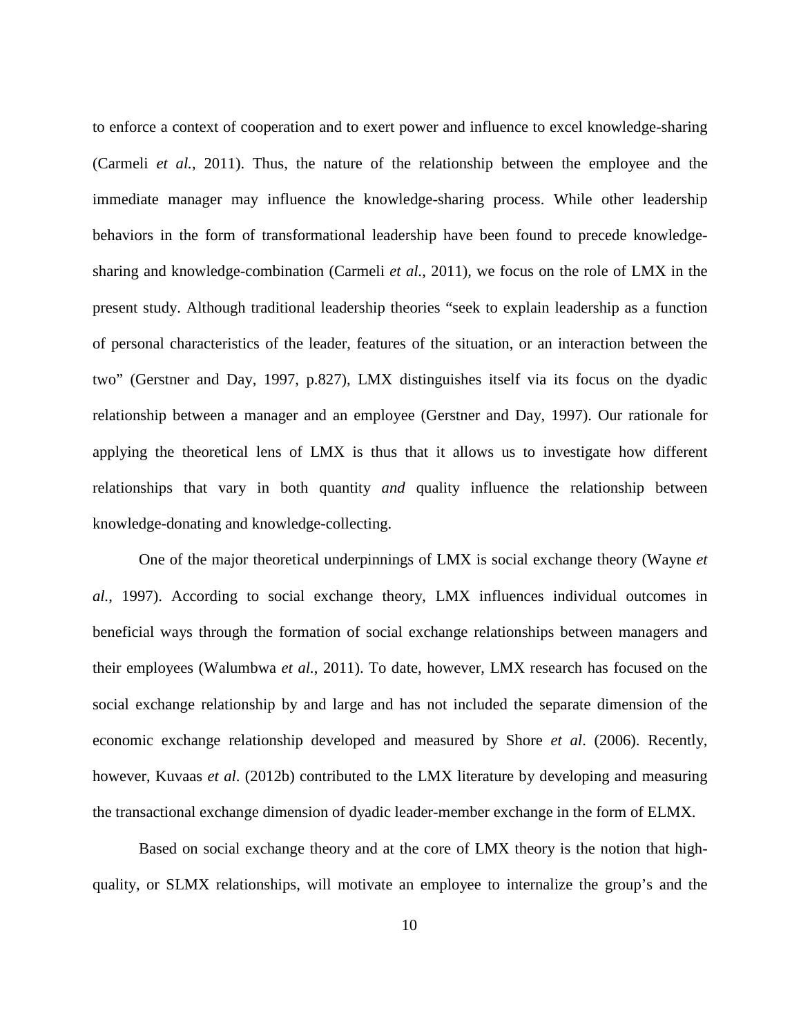to enforce a context of cooperation and to exert power and influence to excel knowledge-sharing (Carmeli *et al.*, 2011). Thus, the nature of the relationship between the employee and the immediate manager may influence the knowledge-sharing process. While other leadership behaviors in the form of transformational leadership have been found to precede knowledge-sharing and knowledge-combination (Carmeli *et al.*, 2011), we focus on the role of LMX in the present study. Although traditional leadership theories "seek to explain leadership as a function of personal characteristics of the leader, features of the situation, or an interaction between the two" (Gerstner and Day, 1997, p.827), LMX distinguishes itself via its focus on the dyadic relationship between a manager and an employee (Gerstner and Day, 1997). Our rationale for applying the theoretical lens of LMX is thus that it allows us to investigate how different relationships that vary in both quantity *and* quality influence the relationship between knowledge-donating and knowledge-collecting.

One of the major theoretical underpinnings of LMX is social exchange theory (Wayne *et al.*, 1997). According to social exchange theory, LMX influences individual outcomes in beneficial ways through the formation of social exchange relationships between managers and their employees (Walumbwa *et al.*, 2011). To date, however, LMX research has focused on the social exchange relationship by and large and has not included the separate dimension of the economic exchange relationship developed and measured by Shore *et al*. (2006). Recently, however, Kuvaas *et al*. (2012b) contributed to the LMX literature by developing and measuring the transactional exchange dimension of dyadic leader-member exchange in the form of ELMX.

Based on social exchange theory and at the core of LMX theory is the notion that high-quality, or SLMX relationships, will motivate an employee to internalize the group's and the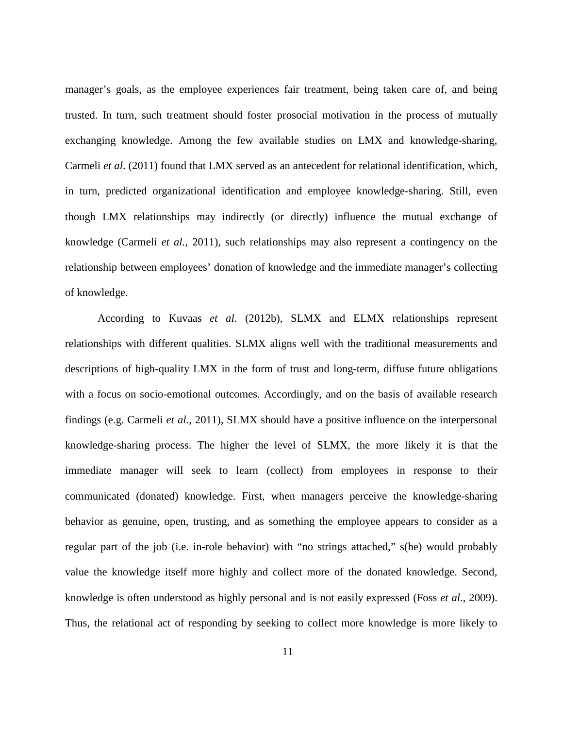manager's goals, as the employee experiences fair treatment, being taken care of, and being trusted. In turn, such treatment should foster prosocial motivation in the process of mutually exchanging knowledge. Among the few available studies on LMX and knowledge-sharing, Carmeli *et al*. (2011) found that LMX served as an antecedent for relational identification, which, in turn, predicted organizational identification and employee knowledge-sharing. Still, even though LMX relationships may indirectly (or directly) influence the mutual exchange of knowledge (Carmeli *et al.*, 2011), such relationships may also represent a contingency on the relationship between employees' donation of knowledge and the immediate manager's collecting of knowledge.

According to Kuvaas *et al*. (2012b), SLMX and ELMX relationships represent relationships with different qualities. SLMX aligns well with the traditional measurements and descriptions of high-quality LMX in the form of trust and long-term, diffuse future obligations with a focus on socio-emotional outcomes. Accordingly, and on the basis of available research findings (e.g. Carmeli *et al.*, 2011), SLMX should have a positive influence on the interpersonal knowledge-sharing process. The higher the level of SLMX, the more likely it is that the immediate manager will seek to learn (collect) from employees in response to their communicated (donated) knowledge. First, when managers perceive the knowledge-sharing behavior as genuine, open, trusting, and as something the employee appears to consider as a regular part of the job (i.e. in-role behavior) with "no strings attached," s(he) would probably value the knowledge itself more highly and collect more of the donated knowledge. Second, knowledge is often understood as highly personal and is not easily expressed (Foss *et al.*, 2009). Thus, the relational act of responding by seeking to collect more knowledge is more likely to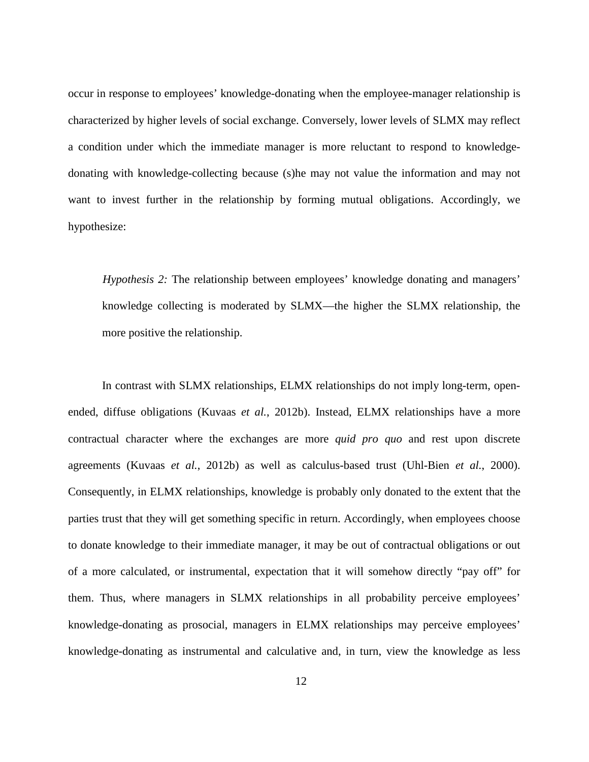occur in response to employees' knowledge-donating when the employee-manager relationship is characterized by higher levels of social exchange. Conversely, lower levels of SLMX may reflect a condition under which the immediate manager is more reluctant to respond to knowledge-donating with knowledge-collecting because (s)he may not value the information and may not want to invest further in the relationship by forming mutual obligations. Accordingly, we hypothesize:

> *Hypothesis 2:* The relationship between employees' knowledge donating and managers' knowledge collecting is moderated by SLMX—the higher the SLMX relationship, the more positive the relationship.

In contrast with SLMX relationships, ELMX relationships do not imply long-term, open-ended, diffuse obligations (Kuvaas *et al.*, 2012b). Instead, ELMX relationships have a more contractual character where the exchanges are more *quid pro quo* and rest upon discrete agreements (Kuvaas *et al.*, 2012b) as well as calculus-based trust (Uhl-Bien *et al.*, 2000). Consequently, in ELMX relationships, knowledge is probably only donated to the extent that the parties trust that they will get something specific in return. Accordingly, when employees choose to donate knowledge to their immediate manager, it may be out of contractual obligations or out of a more calculated, or instrumental, expectation that it will somehow directly "pay off" for them. Thus, where managers in SLMX relationships in all probability perceive employees' knowledge-donating as prosocial, managers in ELMX relationships may perceive employees' knowledge-donating as instrumental and calculative and, in turn, view the knowledge as less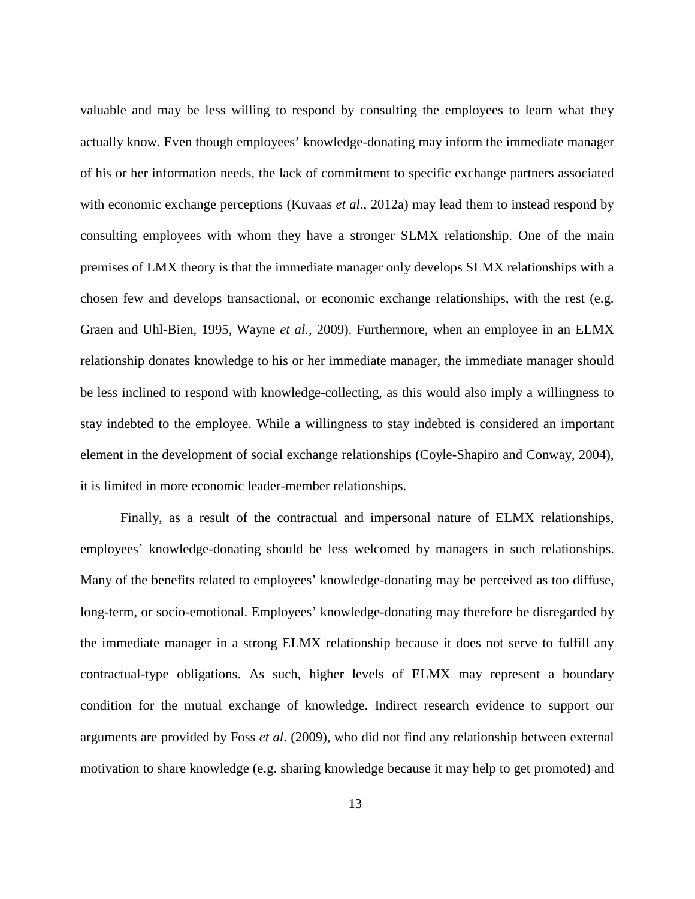valuable and may be less willing to respond by consulting the employees to learn what they actually know. Even though employees' knowledge-donating may inform the immediate manager of his or her information needs, the lack of commitment to specific exchange partners associated with economic exchange perceptions (Kuvaas *et al.*, 2012a) may lead them to instead respond by consulting employees with whom they have a stronger SLMX relationship. One of the main premises of LMX theory is that the immediate manager only develops SLMX relationships with a chosen few and develops transactional, or economic exchange relationships, with the rest (e.g. Graen and Uhl-Bien, 1995, Wayne *et al.*, 2009). Furthermore, when an employee in an ELMX relationship donates knowledge to his or her immediate manager, the immediate manager should be less inclined to respond with knowledge-collecting, as this would also imply a willingness to stay indebted to the employee. While a willingness to stay indebted is considered an important element in the development of social exchange relationships (Coyle-Shapiro and Conway, 2004), it is limited in more economic leader-member relationships.

Finally, as a result of the contractual and impersonal nature of ELMX relationships, employees' knowledge-donating should be less welcomed by managers in such relationships. Many of the benefits related to employees' knowledge-donating may be perceived as too diffuse, long-term, or socio-emotional. Employees' knowledge-donating may therefore be disregarded by the immediate manager in a strong ELMX relationship because it does not serve to fulfill any contractual-type obligations. As such, higher levels of ELMX may represent a boundary condition for the mutual exchange of knowledge. Indirect research evidence to support our arguments are provided by Foss *et al*. (2009), who did not find any relationship between external motivation to share knowledge (e.g. sharing knowledge because it may help to get promoted) and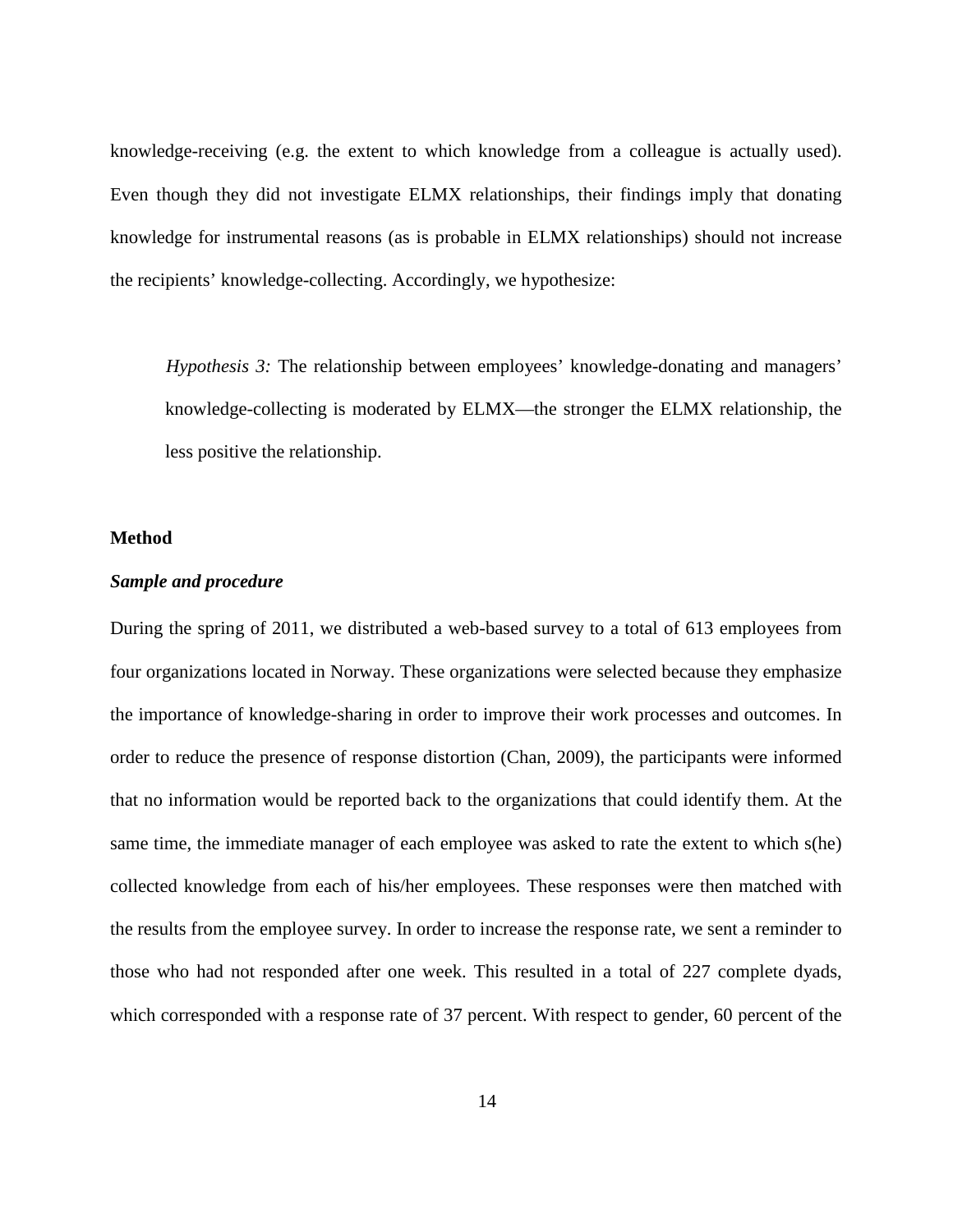knowledge-receiving (e.g. the extent to which knowledge from a colleague is actually used). Even though they did not investigate ELMX relationships, their findings imply that donating knowledge for instrumental reasons (as is probable in ELMX relationships) should not increase the recipients' knowledge-collecting. Accordingly, we hypothesize:

> *Hypothesis 3:* The relationship between employees' knowledge-donating and managers' knowledge-collecting is moderated by ELMX—the stronger the ELMX relationship, the less positive the relationship.

## Method

### *Sample and procedure*

During the spring of 2011, we distributed a web-based survey to a total of 613 employees from four organizations located in Norway. These organizations were selected because they emphasize the importance of knowledge-sharing in order to improve their work processes and outcomes. In order to reduce the presence of response distortion (Chan, 2009), the participants were informed that no information would be reported back to the organizations that could identify them. At the same time, the immediate manager of each employee was asked to rate the extent to which s(he) collected knowledge from each of his/her employees. These responses were then matched with the results from the employee survey. In order to increase the response rate, we sent a reminder to those who had not responded after one week. This resulted in a total of 227 complete dyads, which corresponded with a response rate of 37 percent. With respect to gender, 60 percent of the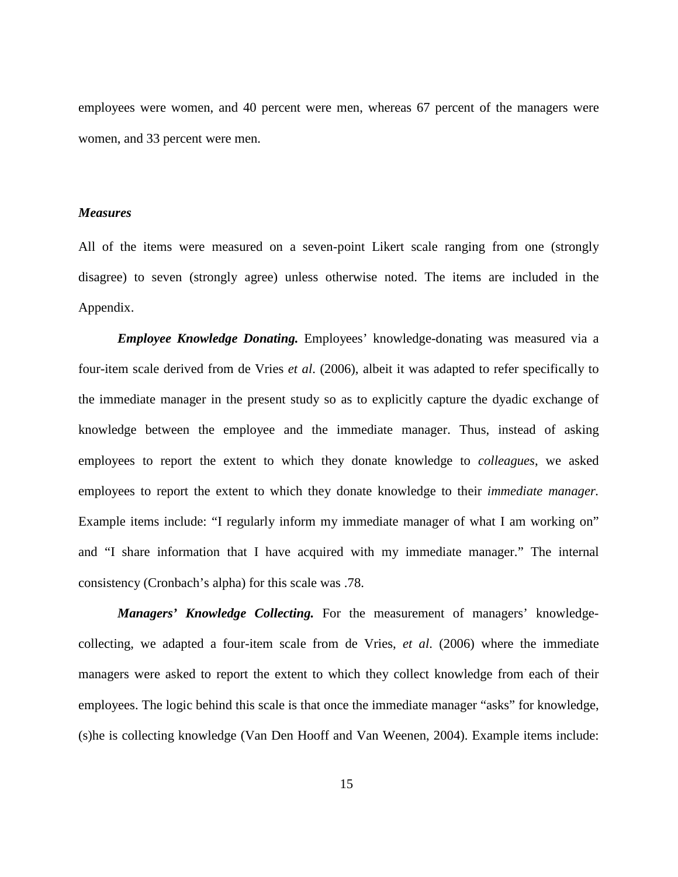employees were women, and 40 percent were men, whereas 67 percent of the managers were women, and 33 percent were men.

### *Measures*

All of the items were measured on a seven-point Likert scale ranging from one (strongly disagree) to seven (strongly agree) unless otherwise noted. The items are included in the Appendix.

***Employee Knowledge Donating.*** Employees' knowledge-donating was measured via a four-item scale derived from de Vries *et al*. (2006), albeit it was adapted to refer specifically to the immediate manager in the present study so as to explicitly capture the dyadic exchange of knowledge between the employee and the immediate manager. Thus, instead of asking employees to report the extent to which they donate knowledge to *colleagues*, we asked employees to report the extent to which they donate knowledge to their *immediate manager*. Example items include: "I regularly inform my immediate manager of what I am working on" and "I share information that I have acquired with my immediate manager." The internal consistency (Cronbach's alpha) for this scale was .78.

***Managers' Knowledge Collecting.*** For the measurement of managers' knowledge-collecting, we adapted a four-item scale from de Vries, *et al*. (2006) where the immediate managers were asked to report the extent to which they collect knowledge from each of their employees. The logic behind this scale is that once the immediate manager "asks" for knowledge, (s)he is collecting knowledge (Van Den Hooff and Van Weenen, 2004). Example items include: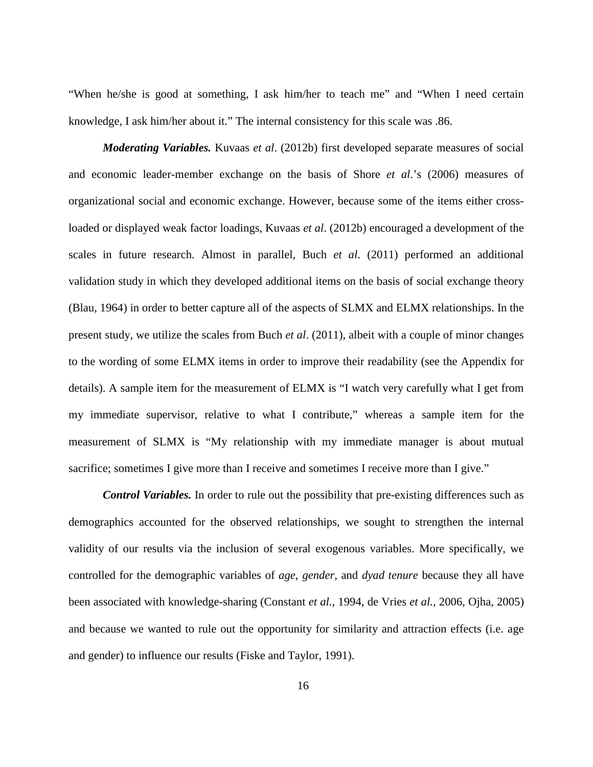"When he/she is good at something, I ask him/her to teach me" and "When I need certain knowledge, I ask him/her about it." The internal consistency for this scale was .86.

***Moderating Variables.*** Kuvaas *et al*. (2012b) first developed separate measures of social and economic leader-member exchange on the basis of Shore *et al*.'s (2006) measures of organizational social and economic exchange. However, because some of the items either cross-loaded or displayed weak factor loadings, Kuvaas *et al*. (2012b) encouraged a development of the scales in future research. Almost in parallel, Buch *et al*. (2011) performed an additional validation study in which they developed additional items on the basis of social exchange theory (Blau, 1964) in order to better capture all of the aspects of SLMX and ELMX relationships. In the present study, we utilize the scales from Buch *et al*. (2011), albeit with a couple of minor changes to the wording of some ELMX items in order to improve their readability (see the Appendix for details). A sample item for the measurement of ELMX is "I watch very carefully what I get from my immediate supervisor, relative to what I contribute," whereas a sample item for the measurement of SLMX is "My relationship with my immediate manager is about mutual sacrifice; sometimes I give more than I receive and sometimes I receive more than I give."

***Control Variables.*** In order to rule out the possibility that pre-existing differences such as demographics accounted for the observed relationships, we sought to strengthen the internal validity of our results via the inclusion of several exogenous variables. More specifically, we controlled for the demographic variables of *age*, *gender*, and *dyad tenure* because they all have been associated with knowledge-sharing (Constant *et al.*, 1994, de Vries *et al.*, 2006, Ojha, 2005) and because we wanted to rule out the opportunity for similarity and attraction effects (i.e. age and gender) to influence our results (Fiske and Taylor, 1991).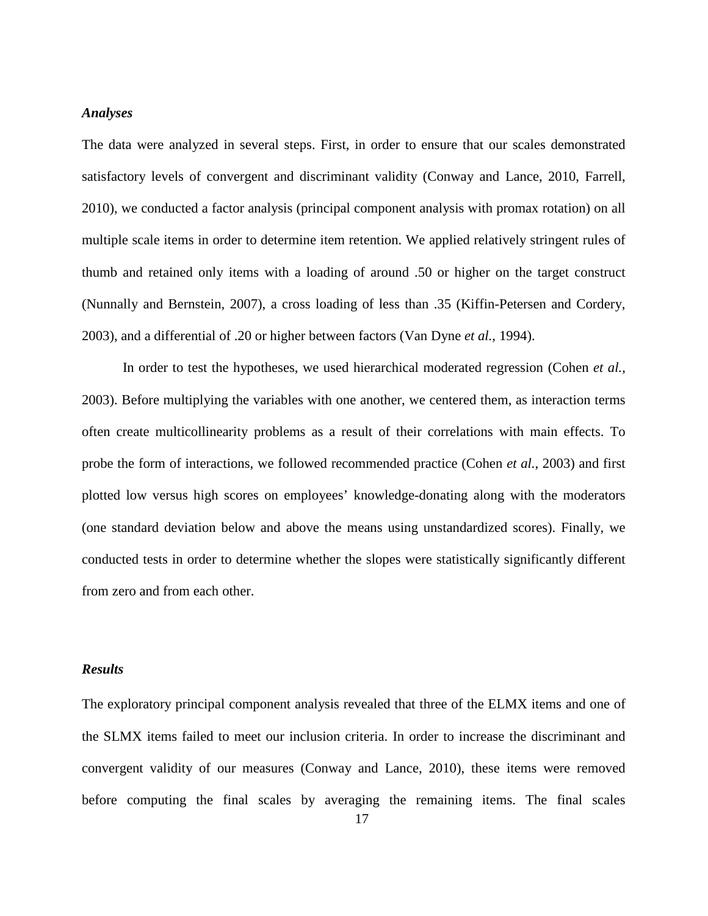### *Analyses*

The data were analyzed in several steps. First, in order to ensure that our scales demonstrated satisfactory levels of convergent and discriminant validity (Conway and Lance, 2010, Farrell, 2010), we conducted a factor analysis (principal component analysis with promax rotation) on all multiple scale items in order to determine item retention. We applied relatively stringent rules of thumb and retained only items with a loading of around .50 or higher on the target construct (Nunnally and Bernstein, 2007), a cross loading of less than .35 (Kiffin-Petersen and Cordery, 2003), and a differential of .20 or higher between factors (Van Dyne *et al.*, 1994).

In order to test the hypotheses, we used hierarchical moderated regression (Cohen *et al.*, 2003). Before multiplying the variables with one another, we centered them, as interaction terms often create multicollinearity problems as a result of their correlations with main effects. To probe the form of interactions, we followed recommended practice (Cohen *et al.*, 2003) and first plotted low versus high scores on employees' knowledge-donating along with the moderators (one standard deviation below and above the means using unstandardized scores). Finally, we conducted tests in order to determine whether the slopes were statistically significantly different from zero and from each other.

### *Results*

The exploratory principal component analysis revealed that three of the ELMX items and one of the SLMX items failed to meet our inclusion criteria. In order to increase the discriminant and convergent validity of our measures (Conway and Lance, 2010), these items were removed before computing the final scales by averaging the remaining items. The final scales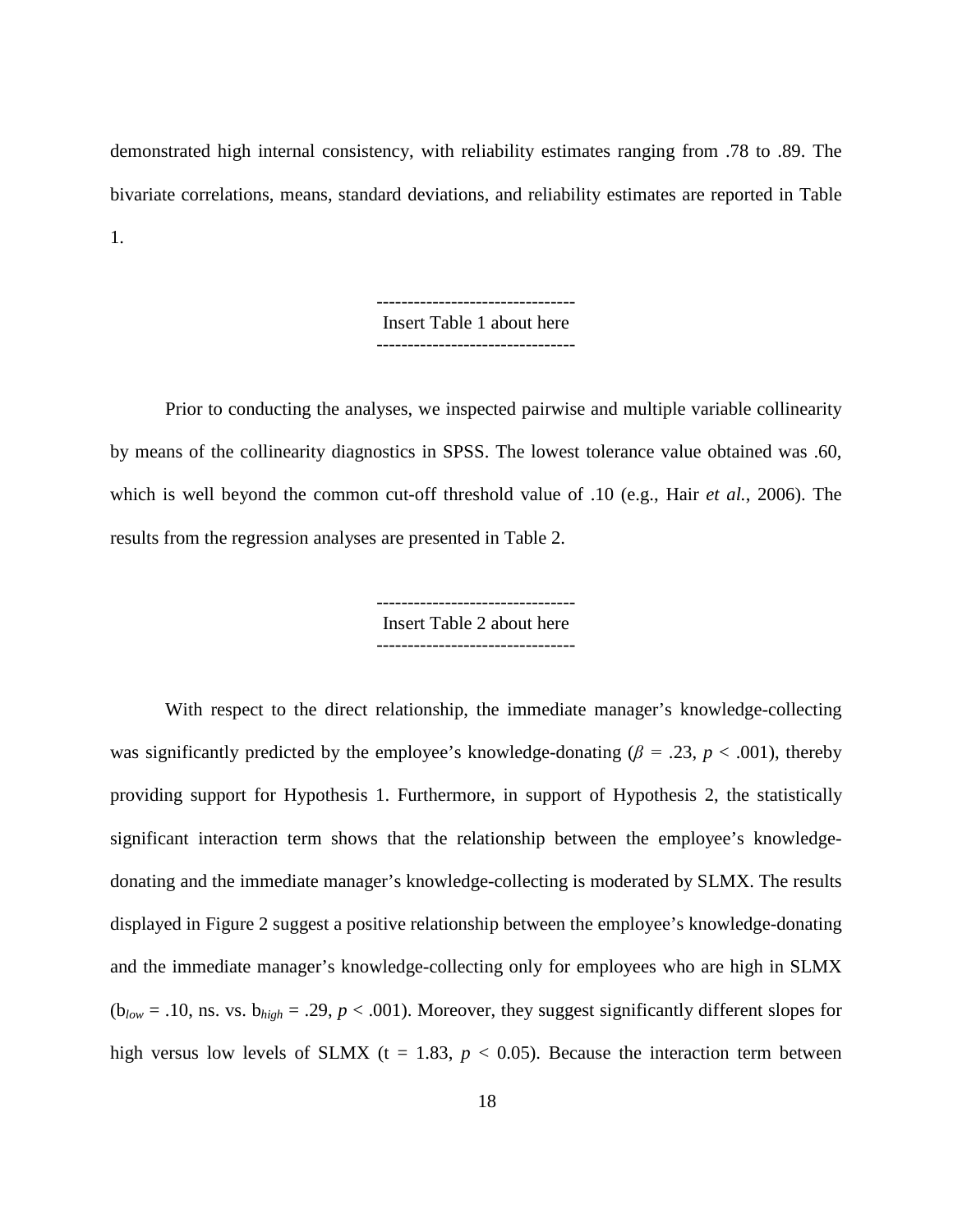demonstrated high internal consistency, with reliability estimates ranging from .78 to .89. The bivariate correlations, means, standard deviations, and reliability estimates are reported in Table 1.

--------------------------------
Insert Table 1 about here
--------------------------------

Prior to conducting the analyses, we inspected pairwise and multiple variable collinearity by means of the collinearity diagnostics in SPSS. The lowest tolerance value obtained was .60, which is well beyond the common cut-off threshold value of .10 (e.g., Hair *et al.*, 2006). The results from the regression analyses are presented in Table 2.

--------------------------------
Insert Table 2 about here
--------------------------------

With respect to the direct relationship, the immediate manager's knowledge-collecting was significantly predicted by the employee's knowledge-donating ($\beta$ = .23, $p < .001$), thereby providing support for Hypothesis 1. Furthermore, in support of Hypothesis 2, the statistically significant interaction term shows that the relationship between the employee's knowledge-donating and the immediate manager's knowledge-collecting is moderated by SLMX. The results displayed in Figure 2 suggest a positive relationship between the employee's knowledge-donating and the immediate manager's knowledge-collecting only for employees who are high in SLMX ($b_{low}$ = .10, ns. vs. $b_{high}$ = .29, $p < .001$). Moreover, they suggest significantly different slopes for high versus low levels of SLMX (t = 1.83, $p < 0.05$). Because the interaction term between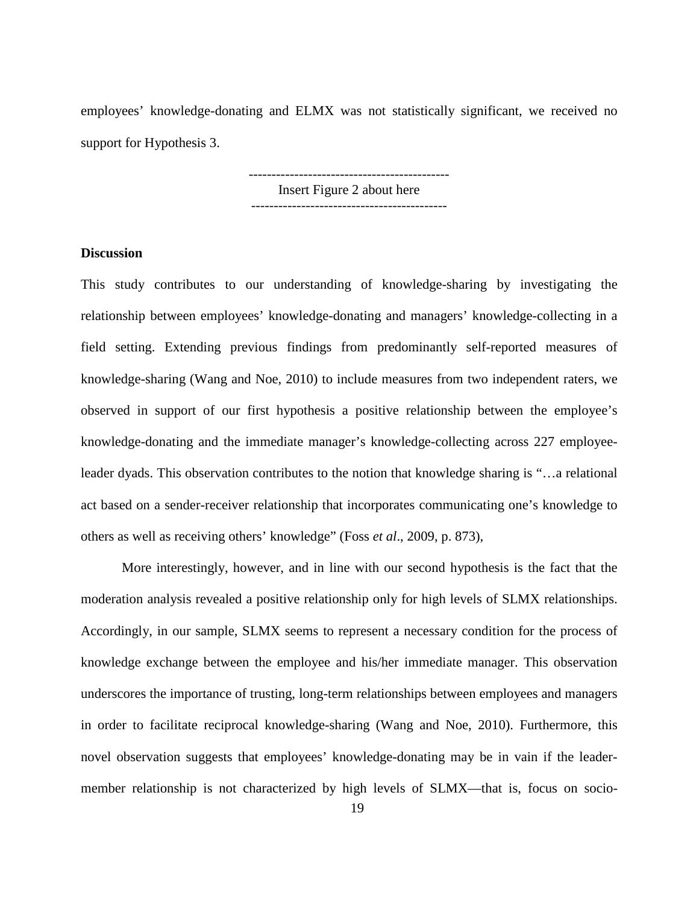employees' knowledge-donating and ELMX was not statistically significant, we received no support for Hypothesis 3.

--------------------------------------------
Insert Figure 2 about here
--------------------------------------------

**Discussion**

This study contributes to our understanding of knowledge-sharing by investigating the relationship between employees' knowledge-donating and managers' knowledge-collecting in a field setting. Extending previous findings from predominantly self-reported measures of knowledge-sharing (Wang and Noe, 2010) to include measures from two independent raters, we observed in support of our first hypothesis a positive relationship between the employee's knowledge-donating and the immediate manager's knowledge-collecting across 227 employee-leader dyads. This observation contributes to the notion that knowledge sharing is "…a relational act based on a sender-receiver relationship that incorporates communicating one's knowledge to others as well as receiving others' knowledge" (Foss *et al*., 2009, p. 873),

More interestingly, however, and in line with our second hypothesis is the fact that the moderation analysis revealed a positive relationship only for high levels of SLMX relationships. Accordingly, in our sample, SLMX seems to represent a necessary condition for the process of knowledge exchange between the employee and his/her immediate manager. This observation underscores the importance of trusting, long-term relationships between employees and managers in order to facilitate reciprocal knowledge-sharing (Wang and Noe, 2010). Furthermore, this novel observation suggests that employees' knowledge-donating may be in vain if the leader-member relationship is not characterized by high levels of SLMX—that is, focus on socio-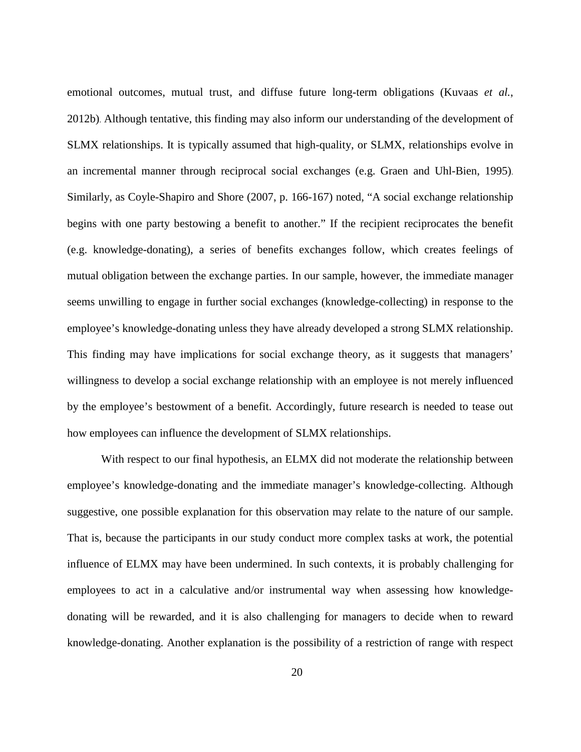emotional outcomes, mutual trust, and diffuse future long-term obligations (Kuvaas *et al.*, 2012b). Although tentative, this finding may also inform our understanding of the development of SLMX relationships. It is typically assumed that high-quality, or SLMX, relationships evolve in an incremental manner through reciprocal social exchanges (e.g. Graen and Uhl-Bien, 1995). Similarly, as Coyle-Shapiro and Shore (2007, p. 166-167) noted, "A social exchange relationship begins with one party bestowing a benefit to another." If the recipient reciprocates the benefit (e.g. knowledge-donating), a series of benefits exchanges follow, which creates feelings of mutual obligation between the exchange parties. In our sample, however, the immediate manager seems unwilling to engage in further social exchanges (knowledge-collecting) in response to the employee's knowledge-donating unless they have already developed a strong SLMX relationship. This finding may have implications for social exchange theory, as it suggests that managers' willingness to develop a social exchange relationship with an employee is not merely influenced by the employee's bestowment of a benefit. Accordingly, future research is needed to tease out how employees can influence the development of SLMX relationships.

With respect to our final hypothesis, an ELMX did not moderate the relationship between employee's knowledge-donating and the immediate manager's knowledge-collecting. Although suggestive, one possible explanation for this observation may relate to the nature of our sample. That is, because the participants in our study conduct more complex tasks at work, the potential influence of ELMX may have been undermined. In such contexts, it is probably challenging for employees to act in a calculative and/or instrumental way when assessing how knowledge-donating will be rewarded, and it is also challenging for managers to decide when to reward knowledge-donating. Another explanation is the possibility of a restriction of range with respect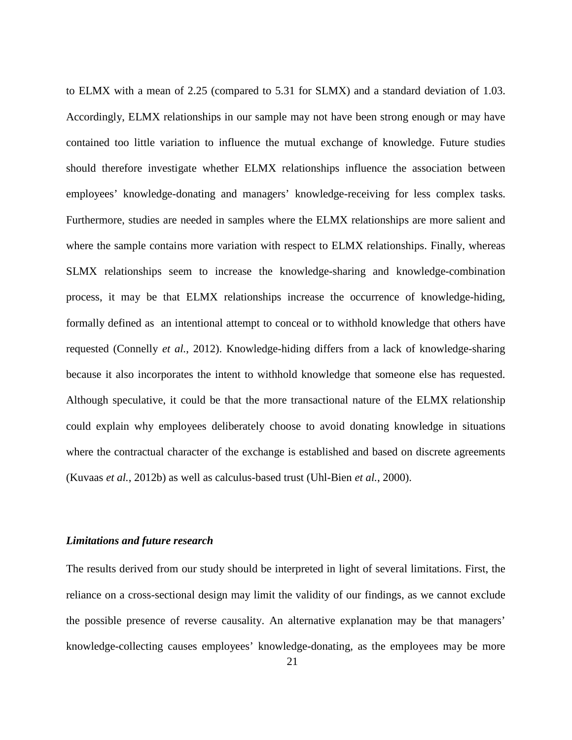to ELMX with a mean of 2.25 (compared to 5.31 for SLMX) and a standard deviation of 1.03. Accordingly, ELMX relationships in our sample may not have been strong enough or may have contained too little variation to influence the mutual exchange of knowledge. Future studies should therefore investigate whether ELMX relationships influence the association between employees' knowledge-donating and managers' knowledge-receiving for less complex tasks. Furthermore, studies are needed in samples where the ELMX relationships are more salient and where the sample contains more variation with respect to ELMX relationships. Finally, whereas SLMX relationships seem to increase the knowledge-sharing and knowledge-combination process, it may be that ELMX relationships increase the occurrence of knowledge-hiding, formally defined as an intentional attempt to conceal or to withhold knowledge that others have requested (Connelly *et al.*, 2012). Knowledge-hiding differs from a lack of knowledge-sharing because it also incorporates the intent to withhold knowledge that someone else has requested. Although speculative, it could be that the more transactional nature of the ELMX relationship could explain why employees deliberately choose to avoid donating knowledge in situations where the contractual character of the exchange is established and based on discrete agreements (Kuvaas *et al.*, 2012b) as well as calculus-based trust (Uhl-Bien *et al.*, 2000).

***Limitations and future research***

The results derived from our study should be interpreted in light of several limitations. First, the reliance on a cross-sectional design may limit the validity of our findings, as we cannot exclude the possible presence of reverse causality. An alternative explanation may be that managers' knowledge-collecting causes employees' knowledge-donating, as the employees may be more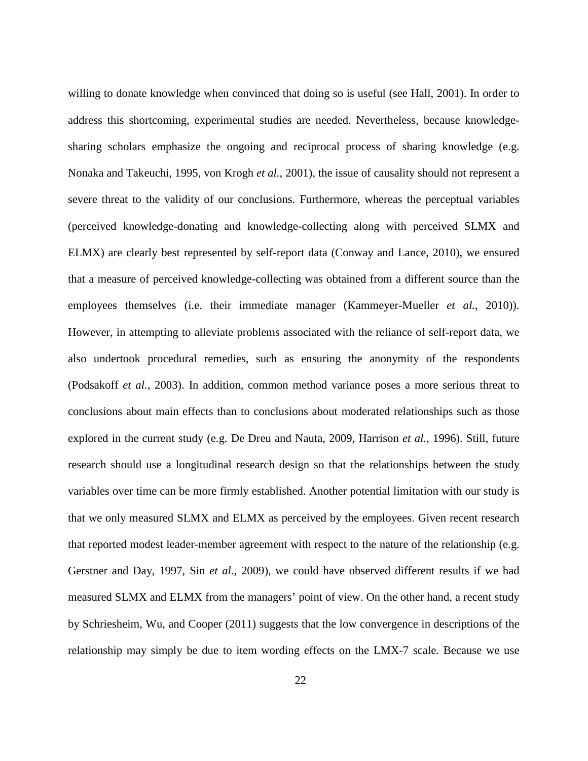willing to donate knowledge when convinced that doing so is useful (see Hall, 2001). In order to address this shortcoming, experimental studies are needed. Nevertheless, because knowledge-sharing scholars emphasize the ongoing and reciprocal process of sharing knowledge (e.g. Nonaka and Takeuchi, 1995, von Krogh *et al.*, 2001), the issue of causality should not represent a severe threat to the validity of our conclusions. Furthermore, whereas the perceptual variables (perceived knowledge-donating and knowledge-collecting along with perceived SLMX and ELMX) are clearly best represented by self-report data (Conway and Lance, 2010), we ensured that a measure of perceived knowledge-collecting was obtained from a different source than the employees themselves (i.e. their immediate manager (Kammeyer-Mueller *et al.*, 2010)). However, in attempting to alleviate problems associated with the reliance of self-report data, we also undertook procedural remedies, such as ensuring the anonymity of the respondents (Podsakoff *et al.*, 2003). In addition, common method variance poses a more serious threat to conclusions about main effects than to conclusions about moderated relationships such as those explored in the current study (e.g. De Dreu and Nauta, 2009, Harrison *et al.*, 1996). Still, future research should use a longitudinal research design so that the relationships between the study variables over time can be more firmly established. Another potential limitation with our study is that we only measured SLMX and ELMX as perceived by the employees. Given recent research that reported modest leader-member agreement with respect to the nature of the relationship (e.g. Gerstner and Day, 1997, Sin *et al.*, 2009), we could have observed different results if we had measured SLMX and ELMX from the managers' point of view. On the other hand, a recent study by Schriesheim, Wu, and Cooper (2011) suggests that the low convergence in descriptions of the relationship may simply be due to item wording effects on the LMX-7 scale. Because we use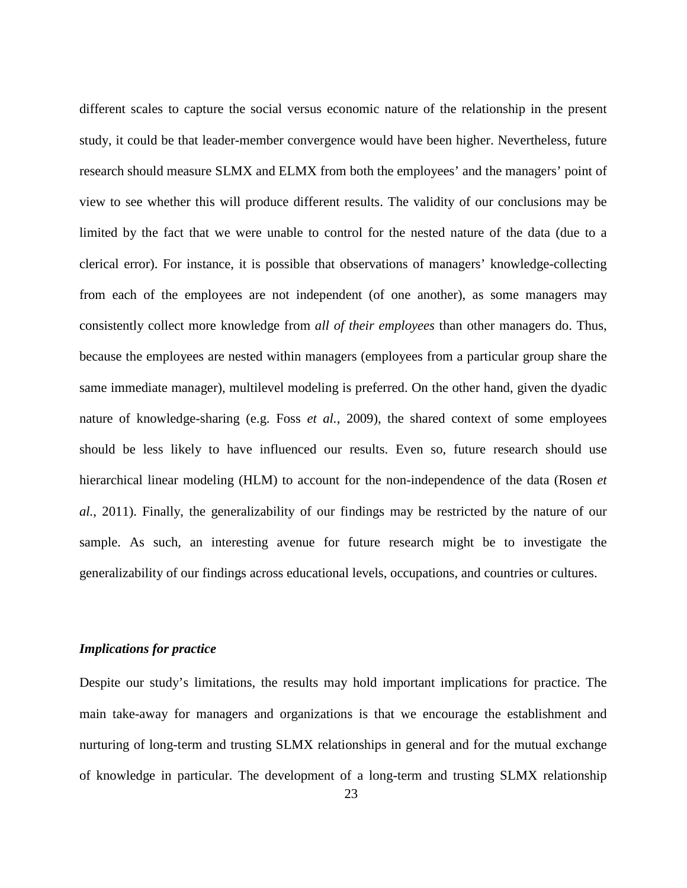different scales to capture the social versus economic nature of the relationship in the present study, it could be that leader-member convergence would have been higher. Nevertheless, future research should measure SLMX and ELMX from both the employees' and the managers' point of view to see whether this will produce different results. The validity of our conclusions may be limited by the fact that we were unable to control for the nested nature of the data (due to a clerical error). For instance, it is possible that observations of managers' knowledge-collecting from each of the employees are not independent (of one another), as some managers may consistently collect more knowledge from *all of their employees* than other managers do. Thus, because the employees are nested within managers (employees from a particular group share the same immediate manager), multilevel modeling is preferred. On the other hand, given the dyadic nature of knowledge-sharing (e.g. Foss *et al.*, 2009), the shared context of some employees should be less likely to have influenced our results. Even so, future research should use hierarchical linear modeling (HLM) to account for the non-independence of the data (Rosen *et al.*, 2011). Finally, the generalizability of our findings may be restricted by the nature of our sample. As such, an interesting avenue for future research might be to investigate the generalizability of our findings across educational levels, occupations, and countries or cultures.

### *Implications for practice*

Despite our study's limitations, the results may hold important implications for practice. The main take-away for managers and organizations is that we encourage the establishment and nurturing of long-term and trusting SLMX relationships in general and for the mutual exchange of knowledge in particular. The development of a long-term and trusting SLMX relationship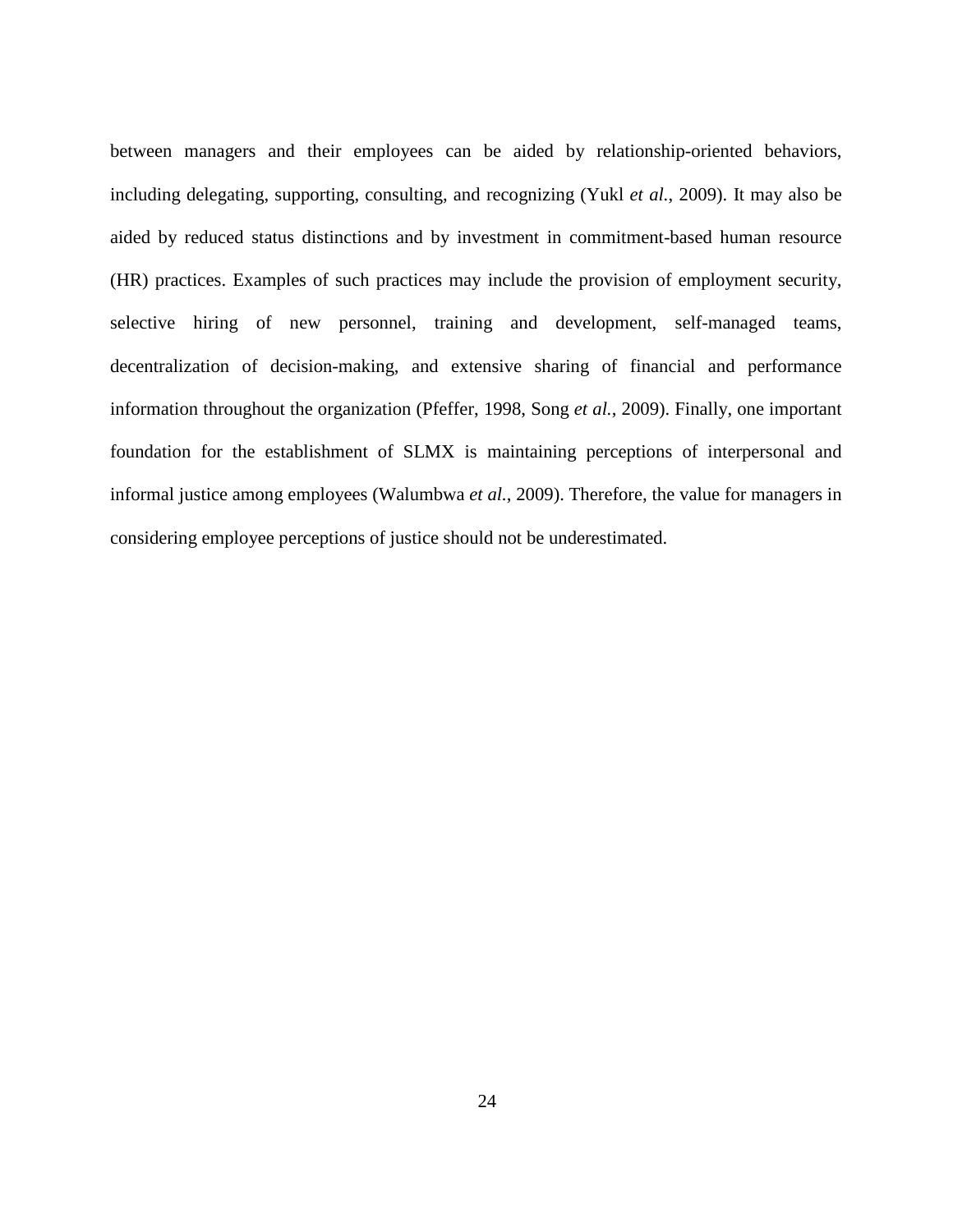between managers and their employees can be aided by relationship-oriented behaviors, including delegating, supporting, consulting, and recognizing (Yukl *et al.*, 2009). It may also be aided by reduced status distinctions and by investment in commitment-based human resource (HR) practices. Examples of such practices may include the provision of employment security, selective hiring of new personnel, training and development, self-managed teams, decentralization of decision-making, and extensive sharing of financial and performance information throughout the organization (Pfeffer, 1998, Song *et al.*, 2009). Finally, one important foundation for the establishment of SLMX is maintaining perceptions of interpersonal and informal justice among employees (Walumbwa *et al.*, 2009). Therefore, the value for managers in considering employee perceptions of justice should not be underestimated.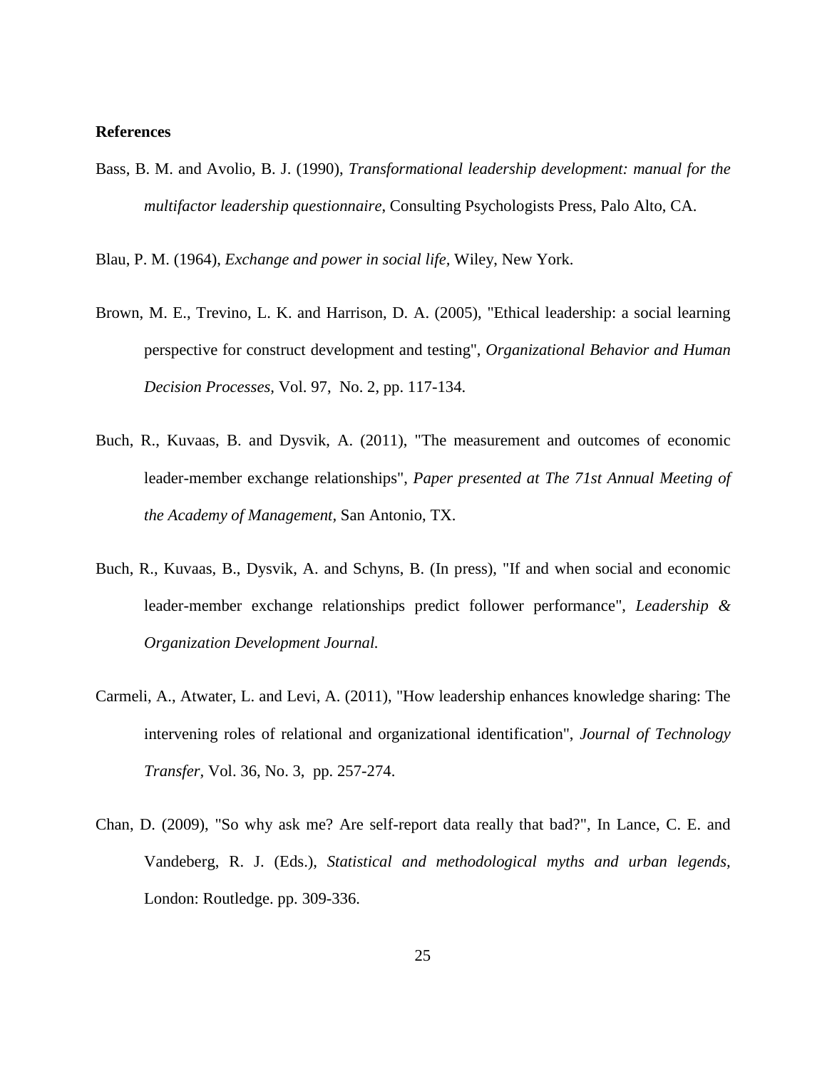**References**

Bass, B. M. and Avolio, B. J. (1990), *Transformational leadership development: manual for the multifactor leadership questionnaire*, Consulting Psychologists Press, Palo Alto, CA.

Blau, P. M. (1964), *Exchange and power in social life*, Wiley, New York.

Brown, M. E., Trevino, L. K. and Harrison, D. A. (2005), "Ethical leadership: a social learning perspective for construct development and testing", *Organizational Behavior and Human Decision Processes,* Vol. 97, No. 2, pp. 117-134.

Buch, R., Kuvaas, B. and Dysvik, A. (2011), "The measurement and outcomes of economic leader-member exchange relationships", *Paper presented at The 71st Annual Meeting of the Academy of Management,* San Antonio, TX.

Buch, R., Kuvaas, B., Dysvik, A. and Schyns, B. (In press), "If and when social and economic leader-member exchange relationships predict follower performance", *Leadership & Organization Development Journal.*

Carmeli, A., Atwater, L. and Levi, A. (2011), "How leadership enhances knowledge sharing: The intervening roles of relational and organizational identification", *Journal of Technology Transfer*, Vol. 36, No. 3, pp. 257-274.

Chan, D. (2009), "So why ask me? Are self-report data really that bad?", In Lance, C. E. and Vandeberg, R. J. (Eds.), *Statistical and methodological myths and urban legends,* London: Routledge. pp. 309-336.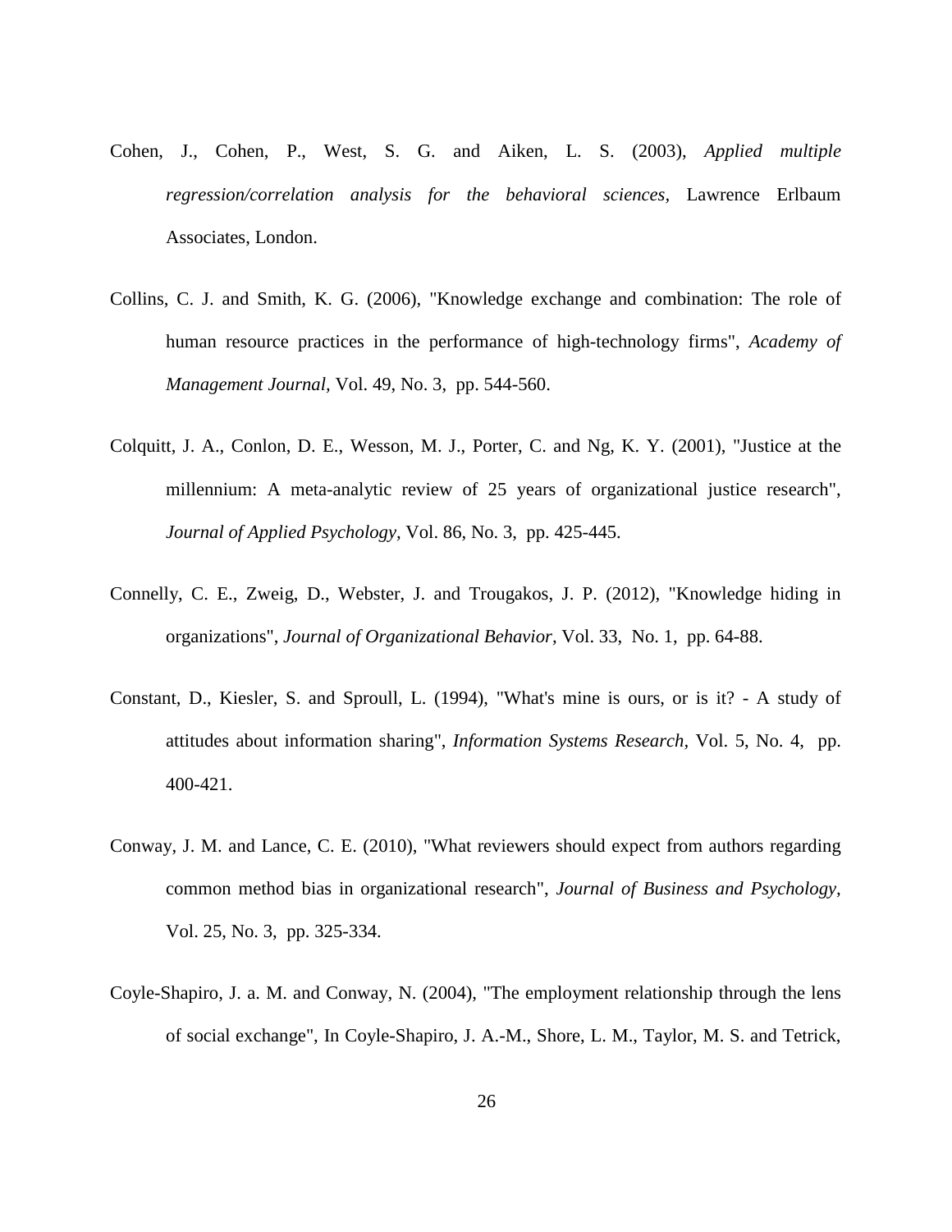Cohen, J., Cohen, P., West, S. G. and Aiken, L. S. (2003), *Applied multiple regression/correlation analysis for the behavioral sciences*, Lawrence Erlbaum Associates, London.

Collins, C. J. and Smith, K. G. (2006), "Knowledge exchange and combination: The role of human resource practices in the performance of high-technology firms", *Academy of Management Journal*, Vol. 49, No. 3, pp. 544-560.

Colquitt, J. A., Conlon, D. E., Wesson, M. J., Porter, C. and Ng, K. Y. (2001), "Justice at the millennium: A meta-analytic review of 25 years of organizational justice research", *Journal of Applied Psychology,* Vol. 86, No. 3, pp. 425-445.

Connelly, C. E., Zweig, D., Webster, J. and Trougakos, J. P. (2012), "Knowledge hiding in organizations", *Journal of Organizational Behavior*, Vol. 33, No. 1, pp. 64-88.

Constant, D., Kiesler, S. and Sproull, L. (1994), "What's mine is ours, or is it? - A study of attitudes about information sharing", *Information Systems Research,* Vol. 5, No. 4, pp. 400-421.

Conway, J. M. and Lance, C. E. (2010), "What reviewers should expect from authors regarding common method bias in organizational research", *Journal of Business and Psychology,* Vol. 25, No. 3, pp. 325-334.

Coyle-Shapiro, J. a. M. and Conway, N. (2004), "The employment relationship through the lens of social exchange", In Coyle-Shapiro, J. A.-M., Shore, L. M., Taylor, M. S. and Tetrick,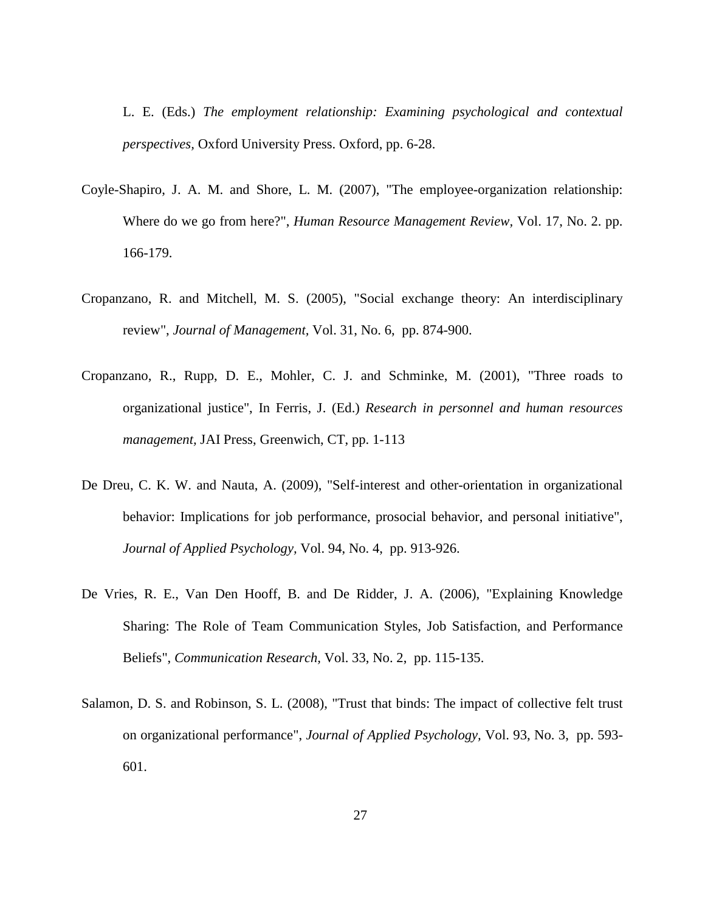L. E. (Eds.) *The employment relationship: Examining psychological and contextual perspectives*, Oxford University Press. Oxford, pp. 6-28.

Coyle-Shapiro, J. A. M. and Shore, L. M. (2007), "The employee-organization relationship: Where do we go from here?", *Human Resource Management Review*, Vol. 17, No. 2. pp. 166-179.

Cropanzano, R. and Mitchell, M. S. (2005), "Social exchange theory: An interdisciplinary review", *Journal of Management*, Vol. 31, No. 6, pp. 874-900.

Cropanzano, R., Rupp, D. E., Mohler, C. J. and Schminke, M. (2001), "Three roads to organizational justice", In Ferris, J. (Ed.) *Research in personnel and human resources management*, JAI Press, Greenwich, CT, pp. 1-113

De Dreu, C. K. W. and Nauta, A. (2009), "Self-interest and other-orientation in organizational behavior: Implications for job performance, prosocial behavior, and personal initiative", *Journal of Applied Psychology*, Vol. 94, No. 4, pp. 913-926.

De Vries, R. E., Van Den Hooff, B. and De Ridder, J. A. (2006), "Explaining Knowledge Sharing: The Role of Team Communication Styles, Job Satisfaction, and Performance Beliefs", *Communication Research*, Vol. 33, No. 2, pp. 115-135.

Salamon, D. S. and Robinson, S. L. (2008), "Trust that binds: The impact of collective felt trust on organizational performance", *Journal of Applied Psychology*, Vol. 93, No. 3, pp. 593-601.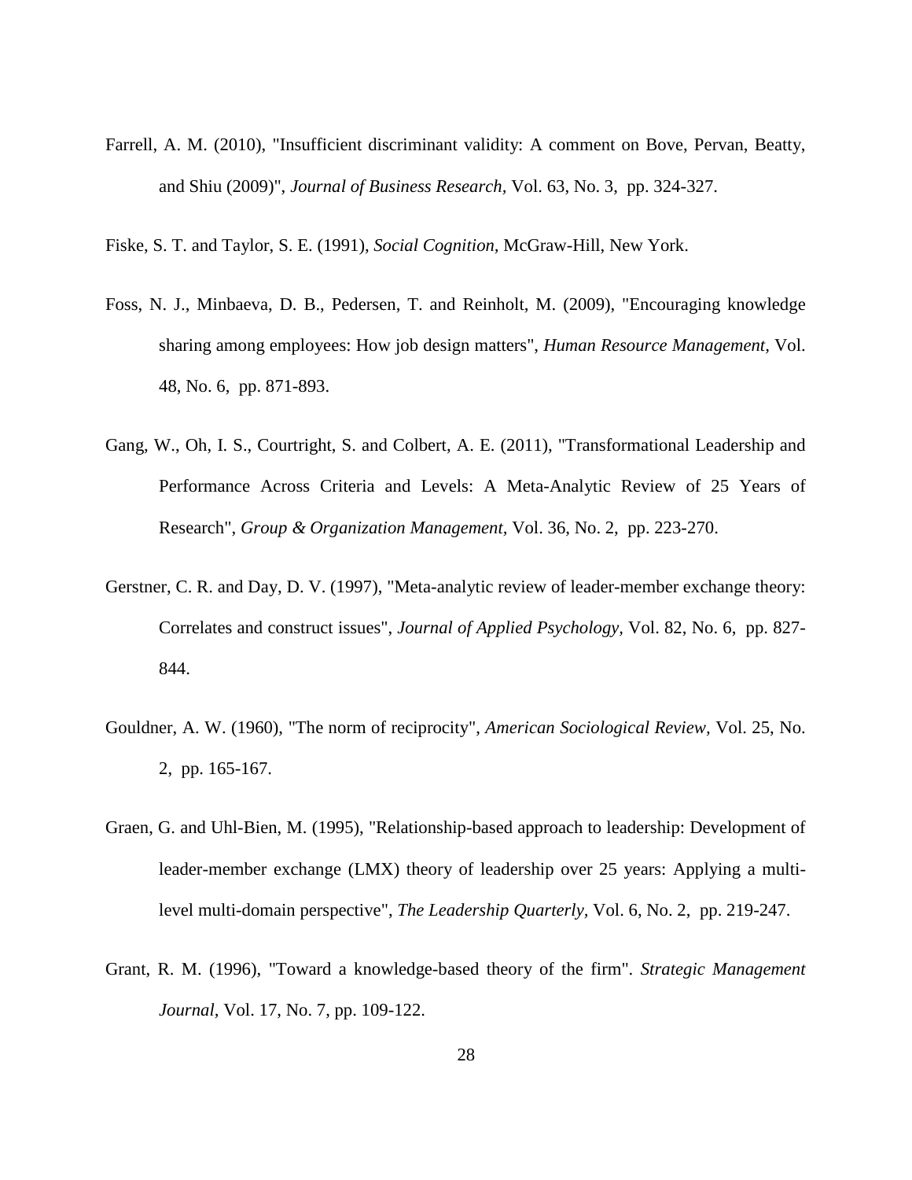Farrell, A. M. (2010), "Insufficient discriminant validity: A comment on Bove, Pervan, Beatty, and Shiu (2009)", *Journal of Business Research*, Vol. 63, No. 3, pp. 324-327.

Fiske, S. T. and Taylor, S. E. (1991), *Social Cognition*, McGraw-Hill, New York.

Foss, N. J., Minbaeva, D. B., Pedersen, T. and Reinholt, M. (2009), "Encouraging knowledge sharing among employees: How job design matters", *Human Resource Management*, Vol. 48, No. 6, pp. 871-893.

Gang, W., Oh, I. S., Courtright, S. and Colbert, A. E. (2011), "Transformational Leadership and Performance Across Criteria and Levels: A Meta-Analytic Review of 25 Years of Research", *Group & Organization Management*, Vol. 36, No. 2, pp. 223-270.

Gerstner, C. R. and Day, D. V. (1997), "Meta-analytic review of leader-member exchange theory: Correlates and construct issues", *Journal of Applied Psychology*, Vol. 82, No. 6, pp. 827-844.

Gouldner, A. W. (1960), "The norm of reciprocity", *American Sociological Review*, Vol. 25, No. 2, pp. 165-167.

Graen, G. and Uhl-Bien, M. (1995), "Relationship-based approach to leadership: Development of leader-member exchange (LMX) theory of leadership over 25 years: Applying a multi-level multi-domain perspective", *The Leadership Quarterly*, Vol. 6, No. 2, pp. 219-247.

Grant, R. M. (1996), "Toward a knowledge-based theory of the firm". *Strategic Management Journal*, Vol. 17, No. 7, pp. 109-122.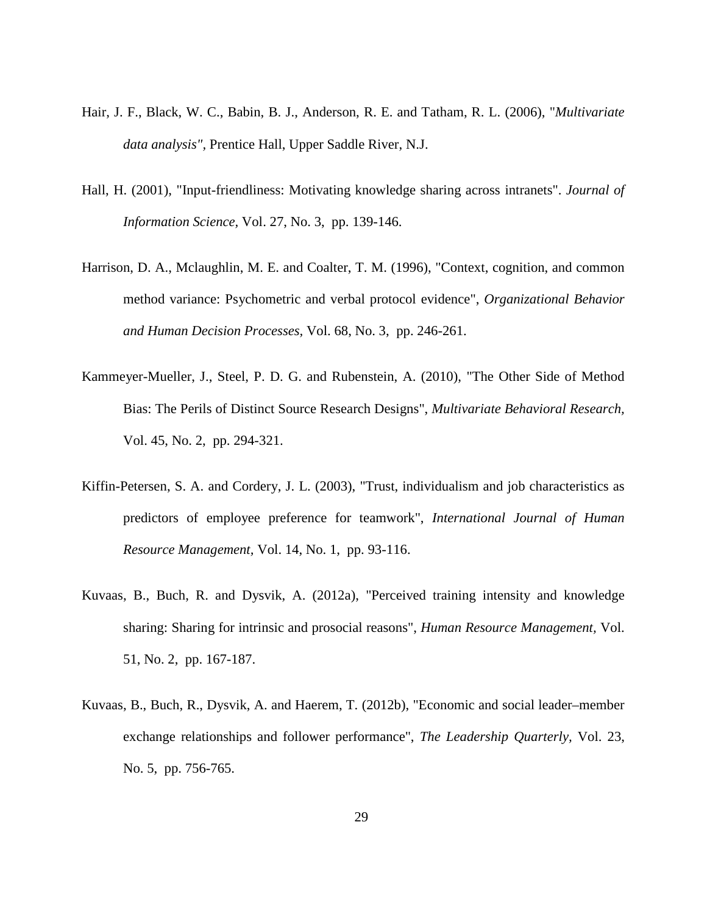Hair, J. F., Black, W. C., Babin, B. J., Anderson, R. E. and Tatham, R. L. (2006), "*Multivariate data analysis"*, Prentice Hall, Upper Saddle River, N.J.

Hall, H. (2001), "Input-friendliness: Motivating knowledge sharing across intranets". *Journal of Information Science*, Vol. 27, No. 3, pp. 139-146.

Harrison, D. A., Mclaughlin, M. E. and Coalter, T. M. (1996), "Context, cognition, and common method variance: Psychometric and verbal protocol evidence", *Organizational Behavior and Human Decision Processes*, Vol. 68, No. 3, pp. 246-261.

Kammeyer-Mueller, J., Steel, P. D. G. and Rubenstein, A. (2010), "The Other Side of Method Bias: The Perils of Distinct Source Research Designs", *Multivariate Behavioral Research*, Vol. 45, No. 2, pp. 294-321.

Kiffin-Petersen, S. A. and Cordery, J. L. (2003), "Trust, individualism and job characteristics as predictors of employee preference for teamwork", *International Journal of Human Resource Management*, Vol. 14, No. 1, pp. 93-116.

Kuvaas, B., Buch, R. and Dysvik, A. (2012a), "Perceived training intensity and knowledge sharing: Sharing for intrinsic and prosocial reasons", *Human Resource Management*, Vol. 51, No. 2, pp. 167-187.

Kuvaas, B., Buch, R., Dysvik, A. and Haerem, T. (2012b), "Economic and social leader–member exchange relationships and follower performance", *The Leadership Quarterly*, Vol. 23, No. 5, pp. 756-765.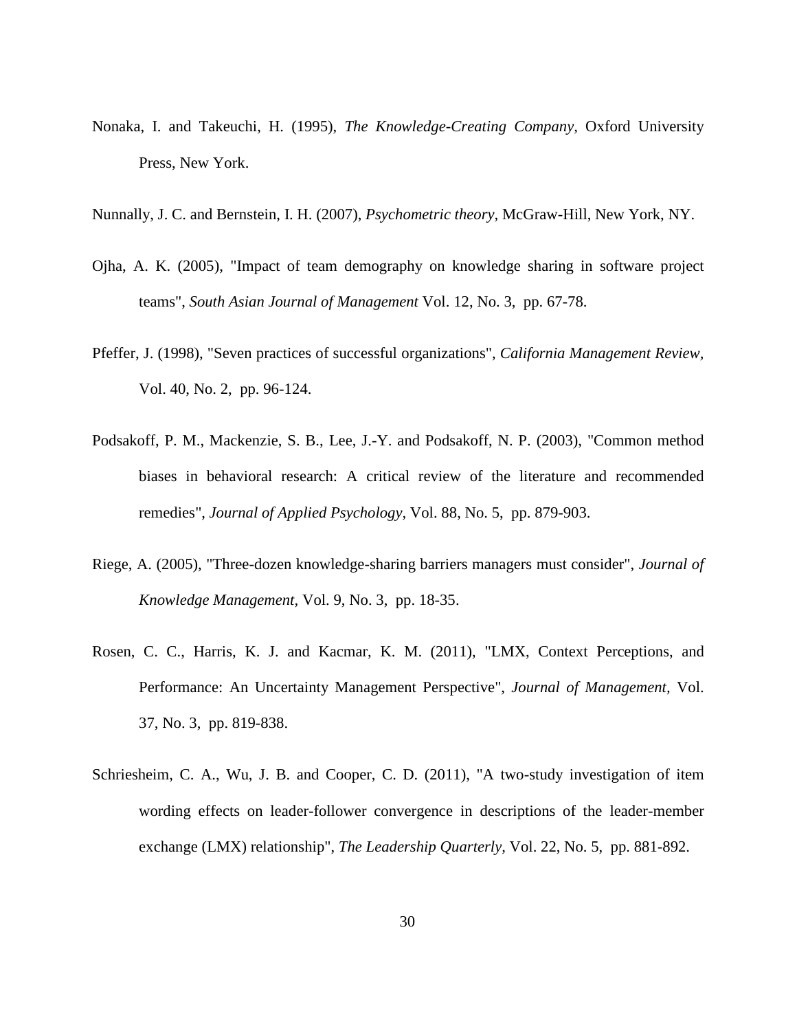Nonaka, I. and Takeuchi, H. (1995), *The Knowledge-Creating Company,* Oxford University Press, New York.

Nunnally, J. C. and Bernstein, I. H. (2007), *Psychometric theory*, McGraw-Hill, New York, NY.

Ojha, A. K. (2005), "Impact of team demography on knowledge sharing in software project teams", *South Asian Journal of Management* Vol. 12, No. 3, pp. 67-78.

Pfeffer, J. (1998), "Seven practices of successful organizations", *California Management Review,* Vol. 40, No. 2, pp. 96-124.

Podsakoff, P. M., Mackenzie, S. B., Lee, J.-Y. and Podsakoff, N. P. (2003), "Common method biases in behavioral research: A critical review of the literature and recommended remedies", *Journal of Applied Psychology,* Vol. 88, No. 5, pp. 879-903.

Riege, A. (2005), "Three-dozen knowledge-sharing barriers managers must consider", *Journal of Knowledge Management,* Vol. 9, No. 3, pp. 18-35.

Rosen, C. C., Harris, K. J. and Kacmar, K. M. (2011), "LMX, Context Perceptions, and Performance: An Uncertainty Management Perspective", *Journal of Management,* Vol. 37, No. 3, pp. 819-838.

Schriesheim, C. A., Wu, J. B. and Cooper, C. D. (2011), "A two-study investigation of item wording effects on leader-follower convergence in descriptions of the leader-member exchange (LMX) relationship", *The Leadership Quarterly,* Vol. 22, No. 5, pp. 881-892.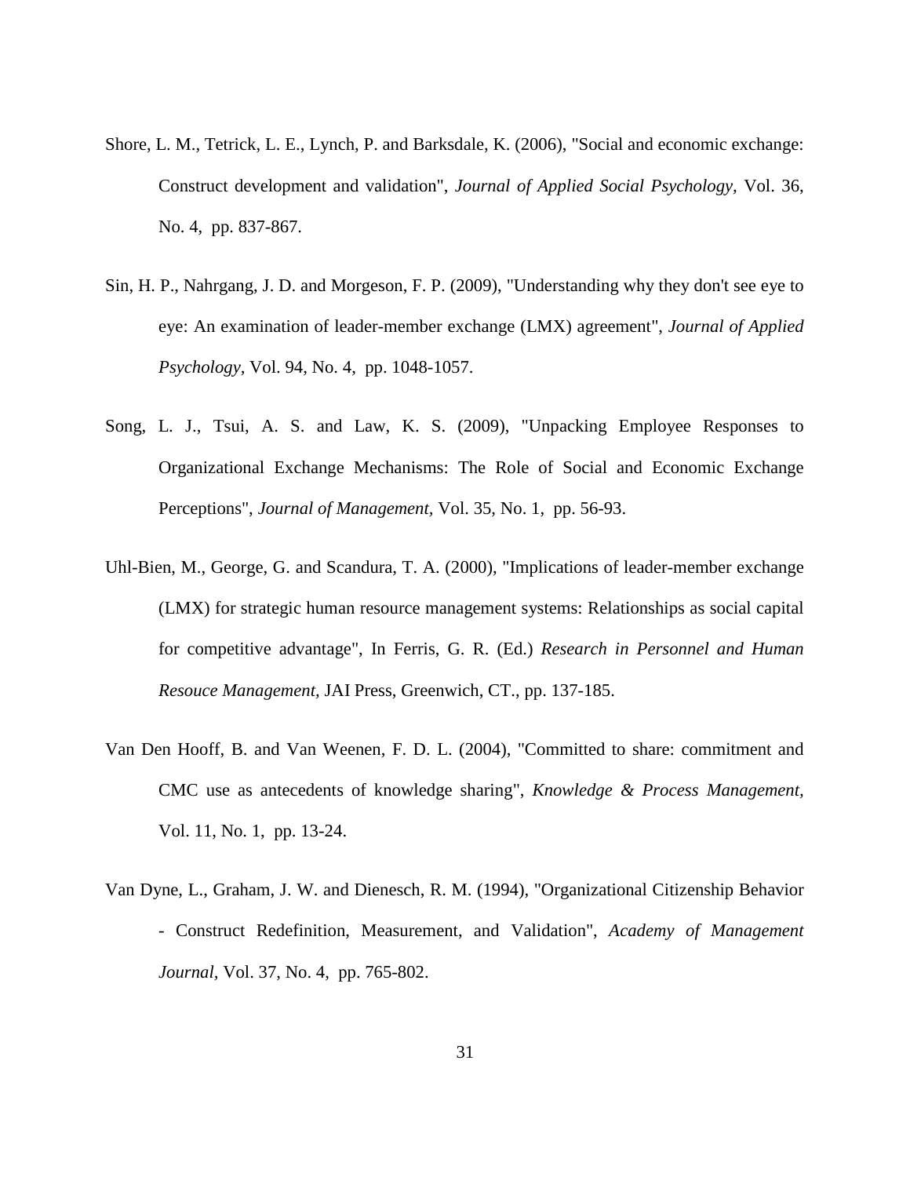Shore, L. M., Tetrick, L. E., Lynch, P. and Barksdale, K. (2006), "Social and economic exchange: Construct development and validation", *Journal of Applied Social Psychology,* Vol. 36, No. 4, pp. 837-867.

Sin, H. P., Nahrgang, J. D. and Morgeson, F. P. (2009), "Understanding why they don't see eye to eye: An examination of leader-member exchange (LMX) agreement", *Journal of Applied Psychology,* Vol. 94, No. 4, pp. 1048-1057.

Song, L. J., Tsui, A. S. and Law, K. S. (2009), "Unpacking Employee Responses to Organizational Exchange Mechanisms: The Role of Social and Economic Exchange Perceptions", *Journal of Management,* Vol. 35, No. 1, pp. 56-93.

Uhl-Bien, M., George, G. and Scandura, T. A. (2000), "Implications of leader-member exchange (LMX) for strategic human resource management systems: Relationships as social capital for competitive advantage", In Ferris, G. R. (Ed.) *Research in Personnel and Human Resouce Management,* JAI Press, Greenwich, CT., pp. 137-185.

Van Den Hooff, B. and Van Weenen, F. D. L. (2004), "Committed to share: commitment and CMC use as antecedents of knowledge sharing", *Knowledge & Process Management,* Vol. 11, No. 1, pp. 13-24.

Van Dyne, L., Graham, J. W. and Dienesch, R. M. (1994), "Organizational Citizenship Behavior - Construct Redefinition, Measurement, and Validation", *Academy of Management Journal,* Vol. 37, No. 4, pp. 765-802.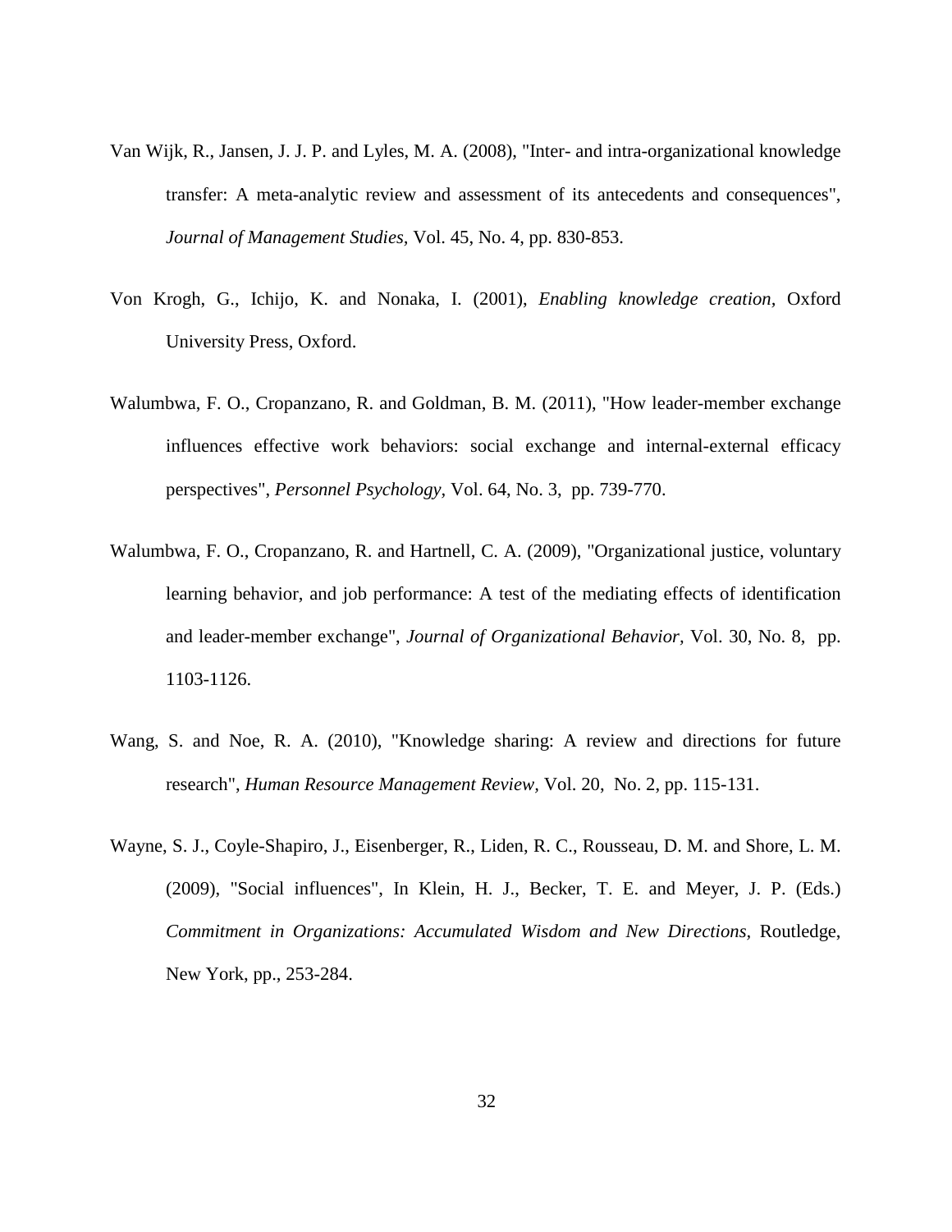Van Wijk, R., Jansen, J. J. P. and Lyles, M. A. (2008), "Inter- and intra-organizational knowledge transfer: A meta-analytic review and assessment of its antecedents and consequences", *Journal of Management Studies,* Vol. 45, No. 4, pp. 830-853.

Von Krogh, G., Ichijo, K. and Nonaka, I. (2001), *Enabling knowledge creation,* Oxford University Press, Oxford.

Walumbwa, F. O., Cropanzano, R. and Goldman, B. M. (2011), "How leader-member exchange influences effective work behaviors: social exchange and internal-external efficacy perspectives", *Personnel Psychology,* Vol. 64, No. 3, pp. 739-770.

Walumbwa, F. O., Cropanzano, R. and Hartnell, C. A. (2009), "Organizational justice, voluntary learning behavior, and job performance: A test of the mediating effects of identification and leader-member exchange", *Journal of Organizational Behavior,* Vol. 30, No. 8, pp. 1103-1126.

Wang, S. and Noe, R. A. (2010), "Knowledge sharing: A review and directions for future research", *Human Resource Management Review,* Vol. 20, No. 2, pp. 115-131.

Wayne, S. J., Coyle-Shapiro, J., Eisenberger, R., Liden, R. C., Rousseau, D. M. and Shore, L. M. (2009), "Social influences", In Klein, H. J., Becker, T. E. and Meyer, J. P. (Eds.) *Commitment in Organizations: Accumulated Wisdom and New Directions,* Routledge, New York, pp., 253-284.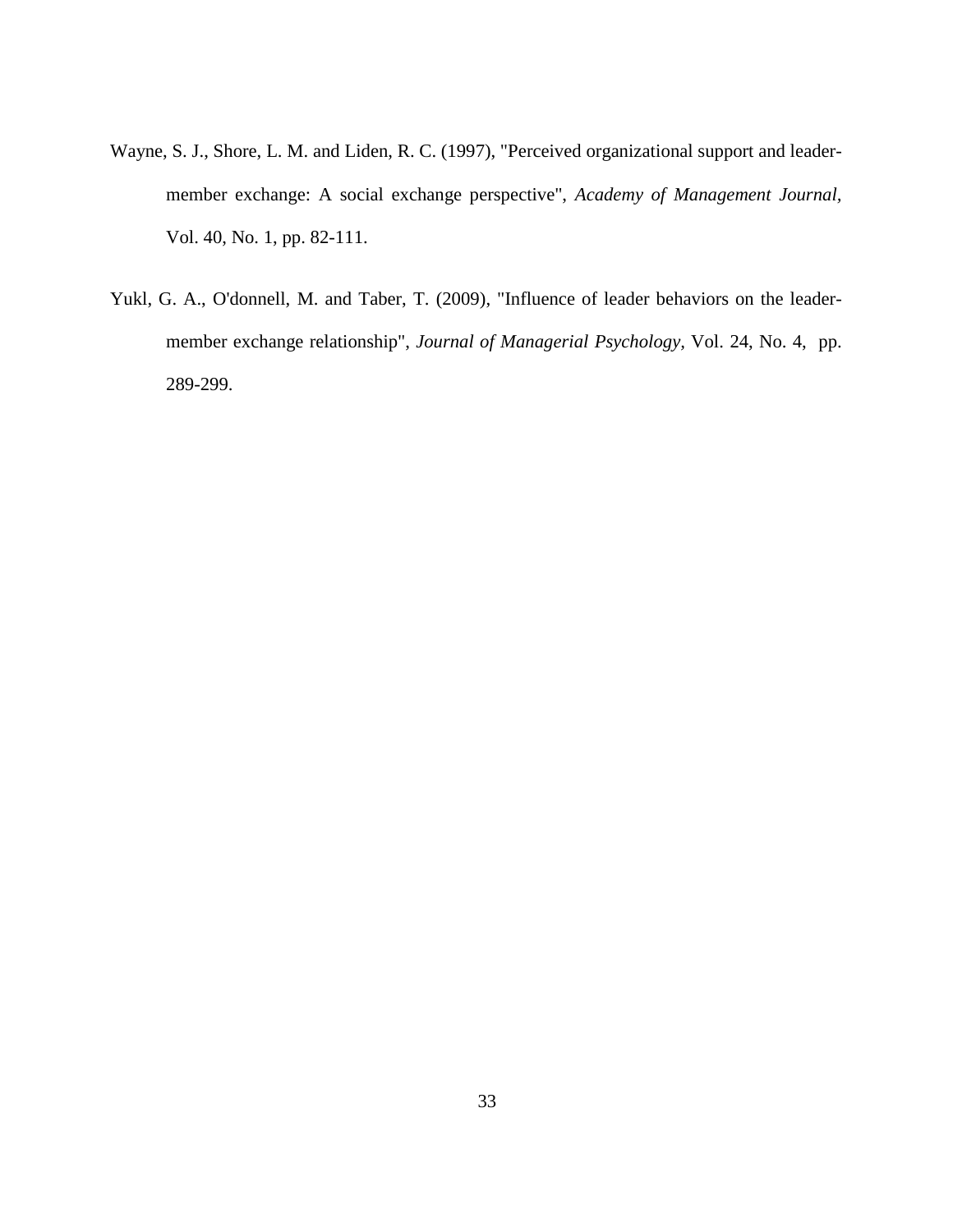Wayne, S. J., Shore, L. M. and Liden, R. C. (1997), "Perceived organizational support and leader-member exchange: A social exchange perspective", *Academy of Management Journal,* Vol. 40, No. 1, pp. 82-111.

Yukl, G. A., O'donnell, M. and Taber, T. (2009), "Influence of leader behaviors on the leader-member exchange relationship", *Journal of Managerial Psychology,* Vol. 24, No. 4, pp. 289-299.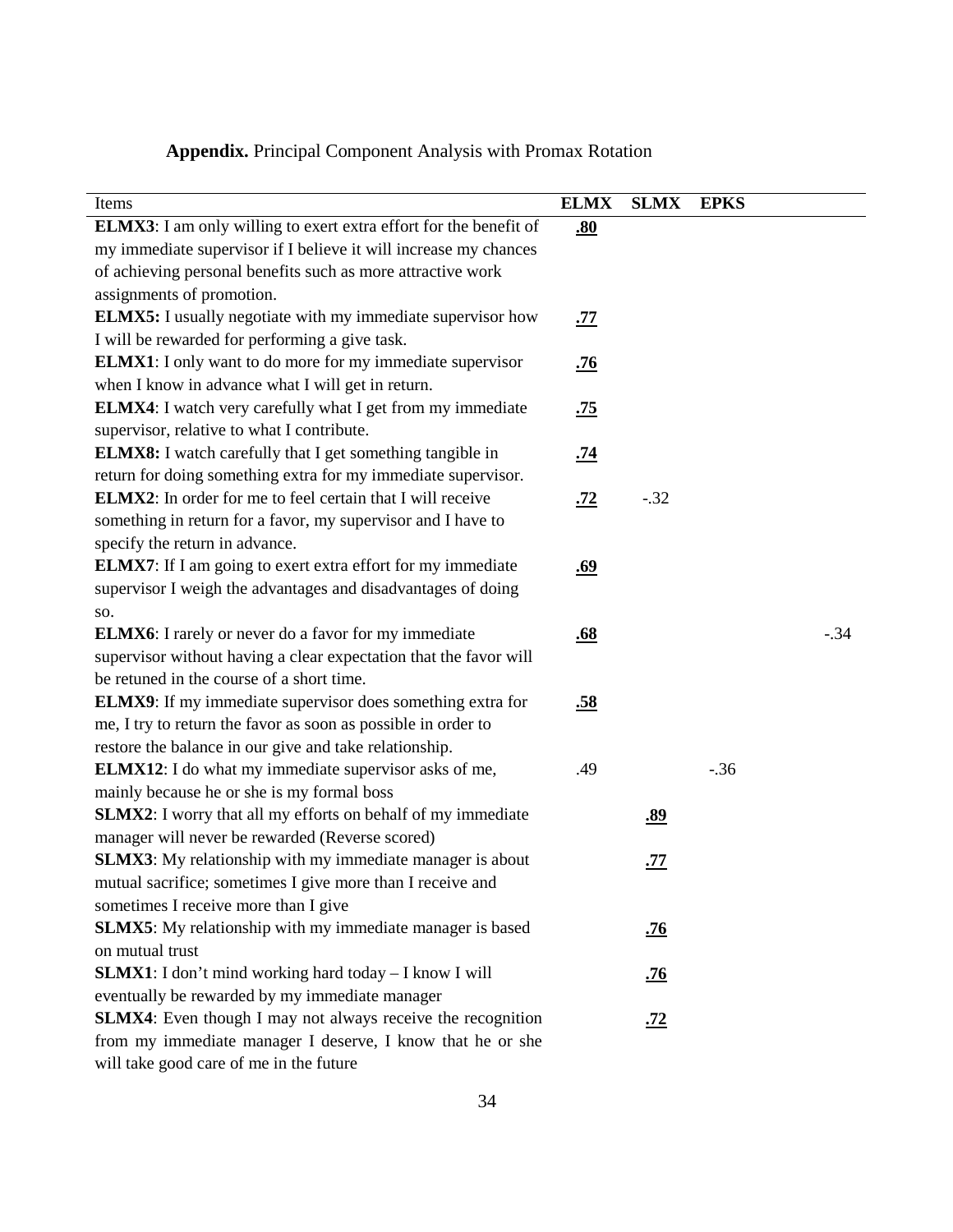**Appendix.** Principal Component Analysis with Promax Rotation

| Items | ELMX | SLMX | EPKS | |
|---|---|---|---|---|
| **ELMX3**: I am only willing to exert extra effort for the benefit of my immediate supervisor if I believe it will increase my chances of achieving personal benefits such as more attractive work assignments of promotion. | **.80** | | | |
| **ELMX5:** I usually negotiate with my immediate supervisor how I will be rewarded for performing a give task. | **.77** | | | |
| **ELMX1**: I only want to do more for my immediate supervisor when I know in advance what I will get in return. | **.76** | | | |
| **ELMX4**: I watch very carefully what I get from my immediate supervisor, relative to what I contribute. | **.75** | | | |
| **ELMX8:** I watch carefully that I get something tangible in return for doing something extra for my immediate supervisor. | **.74** | | | |
| **ELMX2**: In order for me to feel certain that I will receive something in return for a favor, my supervisor and I have to specify the return in advance. | **.72** | -.32 | | |
| **ELMX7**: If I am going to exert extra effort for my immediate supervisor I weigh the advantages and disadvantages of doing so. | **.69** | | | |
| **ELMX6**: I rarely or never do a favor for my immediate supervisor without having a clear expectation that the favor will be retuned in the course of a short time. | **.68** | | | -.34 |
| **ELMX9**: If my immediate supervisor does something extra for me, I try to return the favor as soon as possible in order to restore the balance in our give and take relationship. | **.58** | | | |
| **ELMX12**: I do what my immediate supervisor asks of me, mainly because he or she is my formal boss | .49 | | -.36 | |
| **SLMX2**: I worry that all my efforts on behalf of my immediate manager will never be rewarded (Reverse scored) | | **.89** | | |
| **SLMX3**: My relationship with my immediate manager is about mutual sacrifice; sometimes I give more than I receive and sometimes I receive more than I give | | **.77** | | |
| **SLMX5**: My relationship with my immediate manager is based on mutual trust | | **.76** | | |
| **SLMX1**: I don't mind working hard today – I know I will eventually be rewarded by my immediate manager | | **.76** | | |
| **SLMX4**: Even though I may not always receive the recognition from my immediate manager I deserve, I know that he or she will take good care of me in the future | | **.72** | | |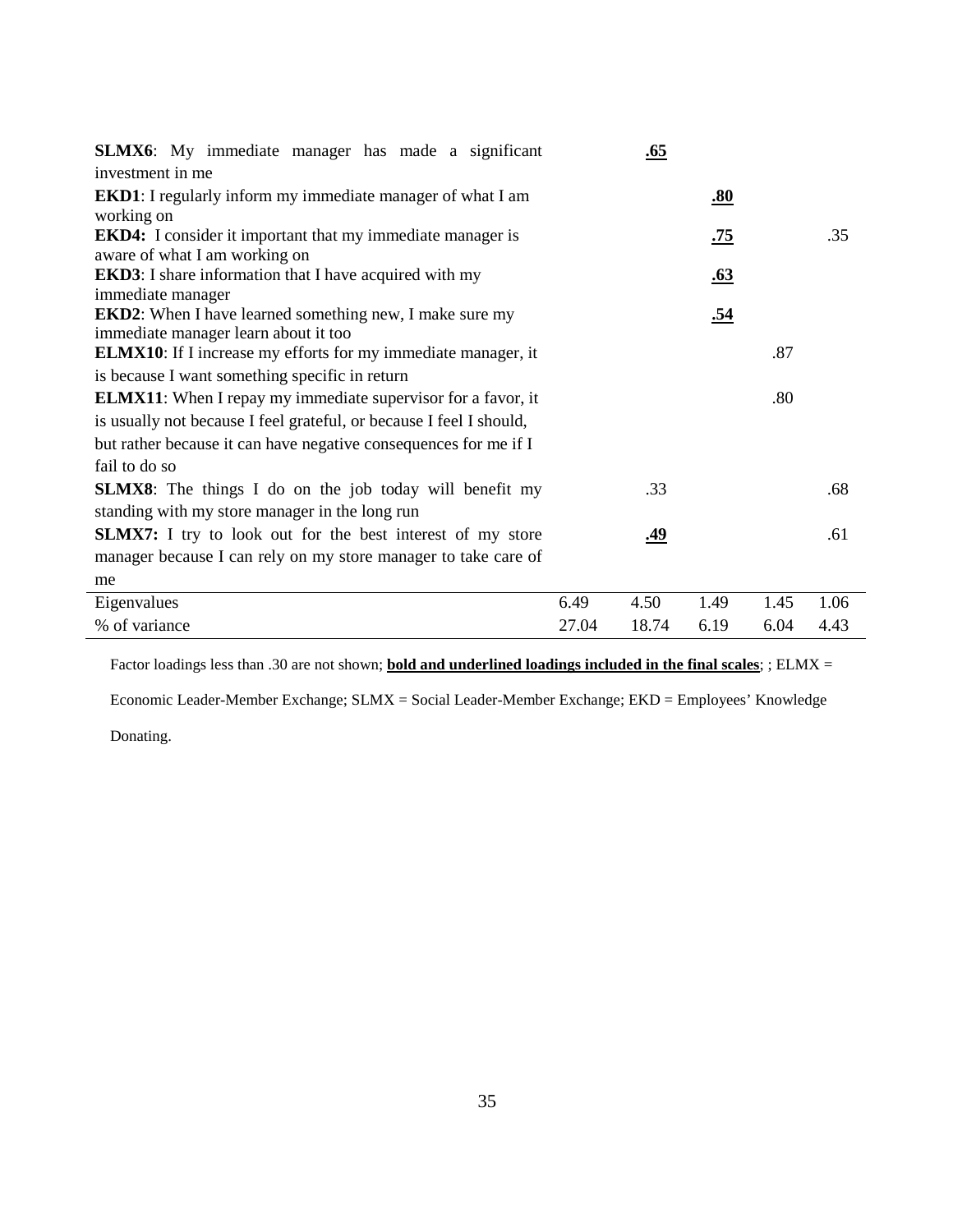| | | | | | |
|---|---|---|---|---|---|
| **SLMX6**: My immediate manager has made a significant investment in me | | **.65** | | | |
| **EKD1**: I regularly inform my immediate manager of what I am working on | | | **.80** | | |
| **EKD4:** I consider it important that my immediate manager is aware of what I am working on | | | **.75** | | .35 |
| **EKD3**: I share information that I have acquired with my immediate manager | | | **.63** | | |
| **EKD2**: When I have learned something new, I make sure my immediate manager learn about it too | | | **.54** | | |
| **ELMX10**: If I increase my efforts for my immediate manager, it is because I want something specific in return | | | | .87 | |
| **ELMX11**: When I repay my immediate supervisor for a favor, it is usually not because I feel grateful, or because I feel I should, but rather because it can have negative consequences for me if I fail to do so | | | | .80 | |
| **SLMX8**: The things I do on the job today will benefit my standing with my store manager in the long run | | .33 | | | .68 |
| **SLMX7:** I try to look out for the best interest of my store manager because I can rely on my store manager to take care of me | | **.49** | | | .61 |
| Eigenvalues | 6.49 | 4.50 | 1.49 | 1.45 | 1.06 |
| % of variance | 27.04 | 18.74 | 6.19 | 6.04 | 4.43 |

Factor loadings less than .30 are not shown; **bold and underlined loadings included in the final scales**; ; ELMX = Economic Leader-Member Exchange; SLMX = Social Leader-Member Exchange; EKD = Employees' Knowledge Donating.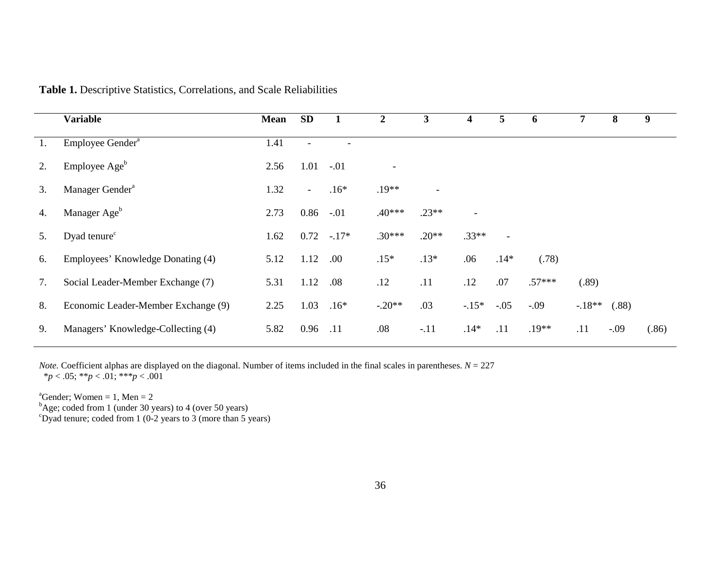**Table 1.** Descriptive Statistics, Correlations, and Scale Reliabilities

| | Variable | Mean | SD | 1 | 2 | 3 | 4 | 5 | 6 | 7 | 8 | 9 |
|---|---|---|---|---|---|---|---|---|---|---|---|---|
| 1. | Employee Gender[a] | 1.41 | - | - | | | | | | | | |
| 2. | Employee Age[b] | 2.56 | 1.01 | -.01 | - | | | | | | | |
| 3. | Manager Gender[a] | 1.32 | - | .16* | .19** | - | | | | | | |
| 4. | Manager Age[b] | 2.73 | 0.86 | -.01 | .40*** | .23** | - | | | | | |
| 5. | Dyad tenure[c] | 1.62 | 0.72 | -.17* | .30*** | .20** | .33** | - | | | | |
| 6. | Employees' Knowledge Donating (4) | 5.12 | 1.12 | .00 | .15* | .13* | .06 | .14* | (.78) | | | |
| 7. | Social Leader-Member Exchange (7) | 5.31 | 1.12 | .08 | .12 | .11 | .12 | .07 | .57*** | (.89) | | |
| 8. | Economic Leader-Member Exchange (9) | 2.25 | 1.03 | .16* | -.20** | .03 | -.15* | -.05 | -.09 | -.18** | (.88) | |
| 9. | Managers' Knowledge-Collecting (4) | 5.82 | 0.96 | .11 | .08 | -.11 | .14* | .11 | .19** | .11 | -.09 | (.86) |

*Note.* Coefficient alphas are displayed on the diagonal. Number of items included in the final scales in parentheses. $N$ = 227
*$p$ < .05; **$p$ < .01; ***$p$ < .001

[a]Gender; Women = 1, Men = 2
[b]Age; coded from 1 (under 30 years) to 4 (over 50 years)
[c]Dyad tenure; coded from 1 (0-2 years to 3 (more than 5 years)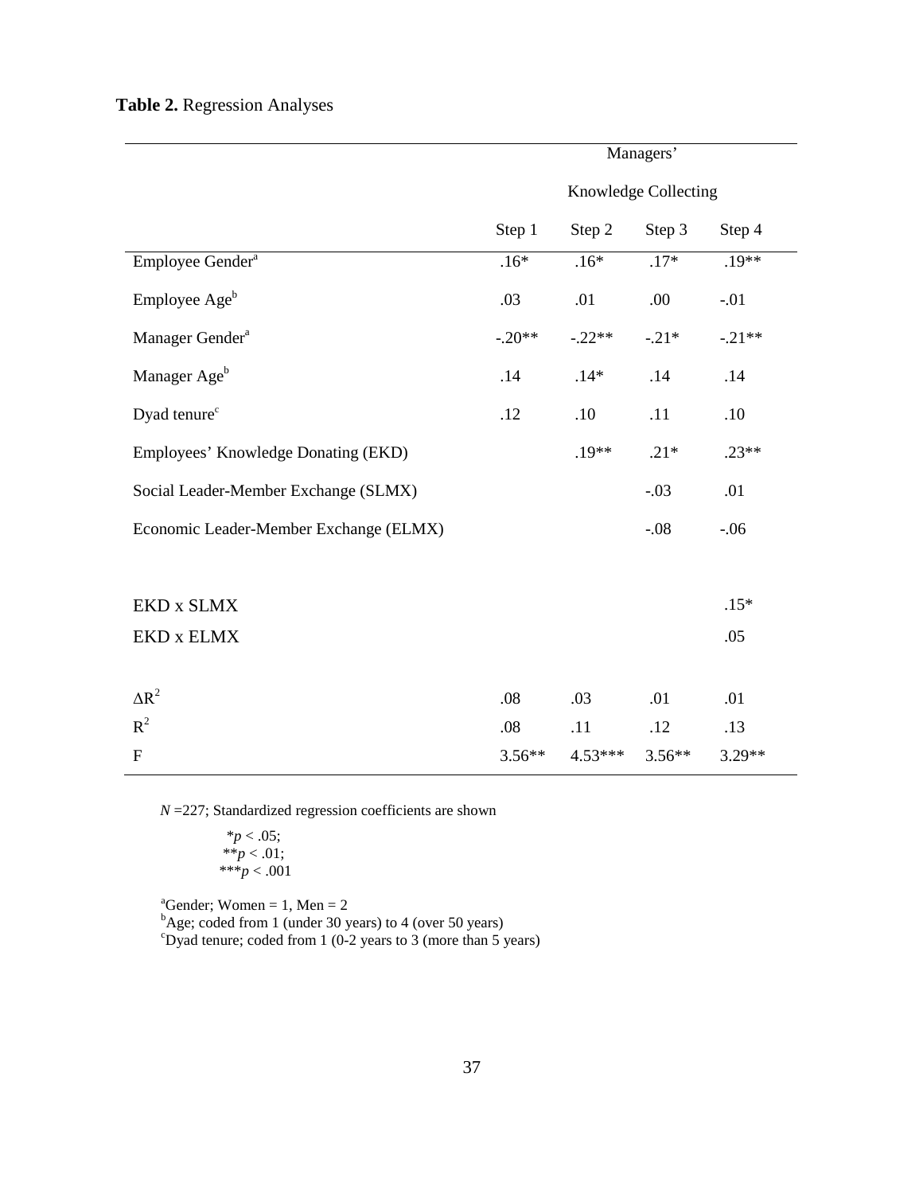**Table 2.** Regression Analyses

| | Managers' Knowledge Collecting | | | |
|---|---|---|---|---|
| | Step 1 | Step 2 | Step 3 | Step 4 |
| Employee Gender[a] | .16* | .16* | .17* | .19** |
| Employee Age[b] | .03 | .01 | .00 | -.01 |
| Manager Gender[a] | -.20** | -.22** | -.21* | -.21** |
| Manager Age[b] | .14 | .14* | .14 | .14 |
| Dyad tenure[c] | .12 | .10 | .11 | .10 |
| Employees' Knowledge Donating (EKD) | | .19** | .21* | .23** |
| Social Leader-Member Exchange (SLMX) | | | -.03 | .01 |
| Economic Leader-Member Exchange (ELMX) | | | -.08 | -.06 |
| EKD x SLMX | | | | .15* |
| EKD x ELMX | | | | .05 |
| $\Delta R^2$ | .08 | .03 | .01 | .01 |
| $R^2$ | .08 | .11 | .12 | .13 |
| F | 3.56** | 4.53*** | 3.56** | 3.29** |

*N* =227; Standardized regression coefficients are shown

*$p < .05$;
**$p < .01$;
***$p < .001$

[a]Gender; Women = 1, Men = 2
[b]Age; coded from 1 (under 30 years) to 4 (over 50 years)
[c]Dyad tenure; coded from 1 (0-2 years to 3 (more than 5 years)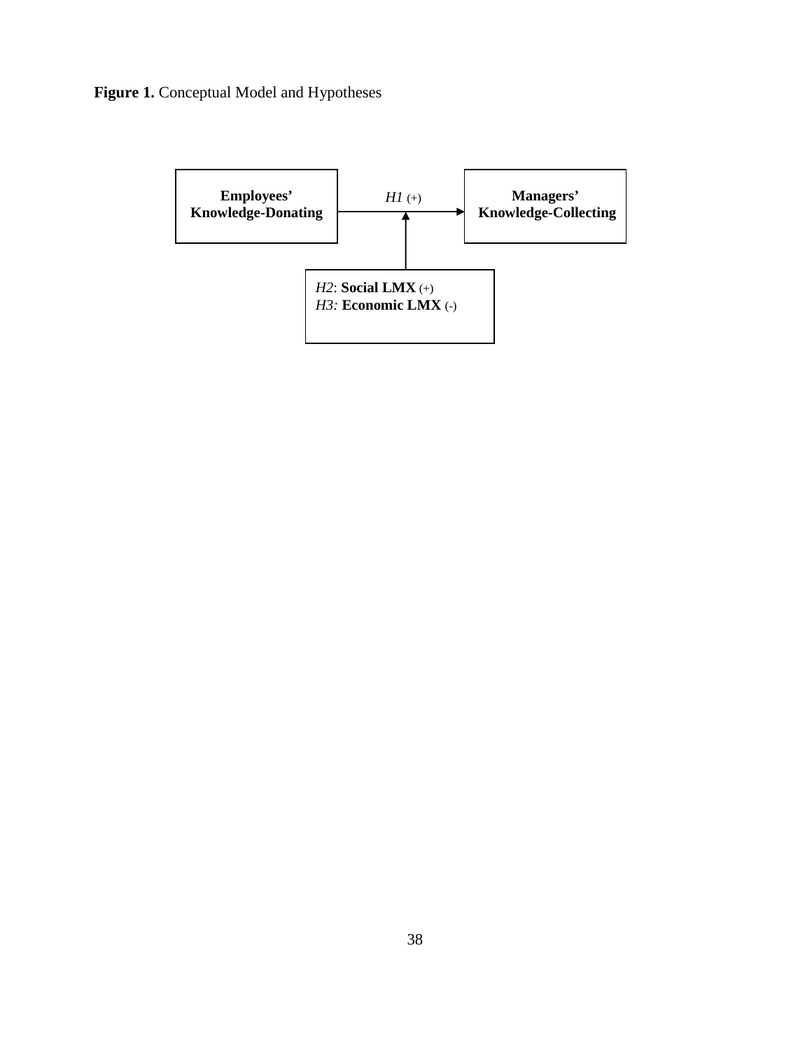**Figure 1.** Conceptual Model and Hypotheses

**Employees' Knowledge-Donating**

*H1* (+)

**Managers' Knowledge-Collecting**

*H2*: **Social LMX** (+)
*H3:* **Economic LMX** (-)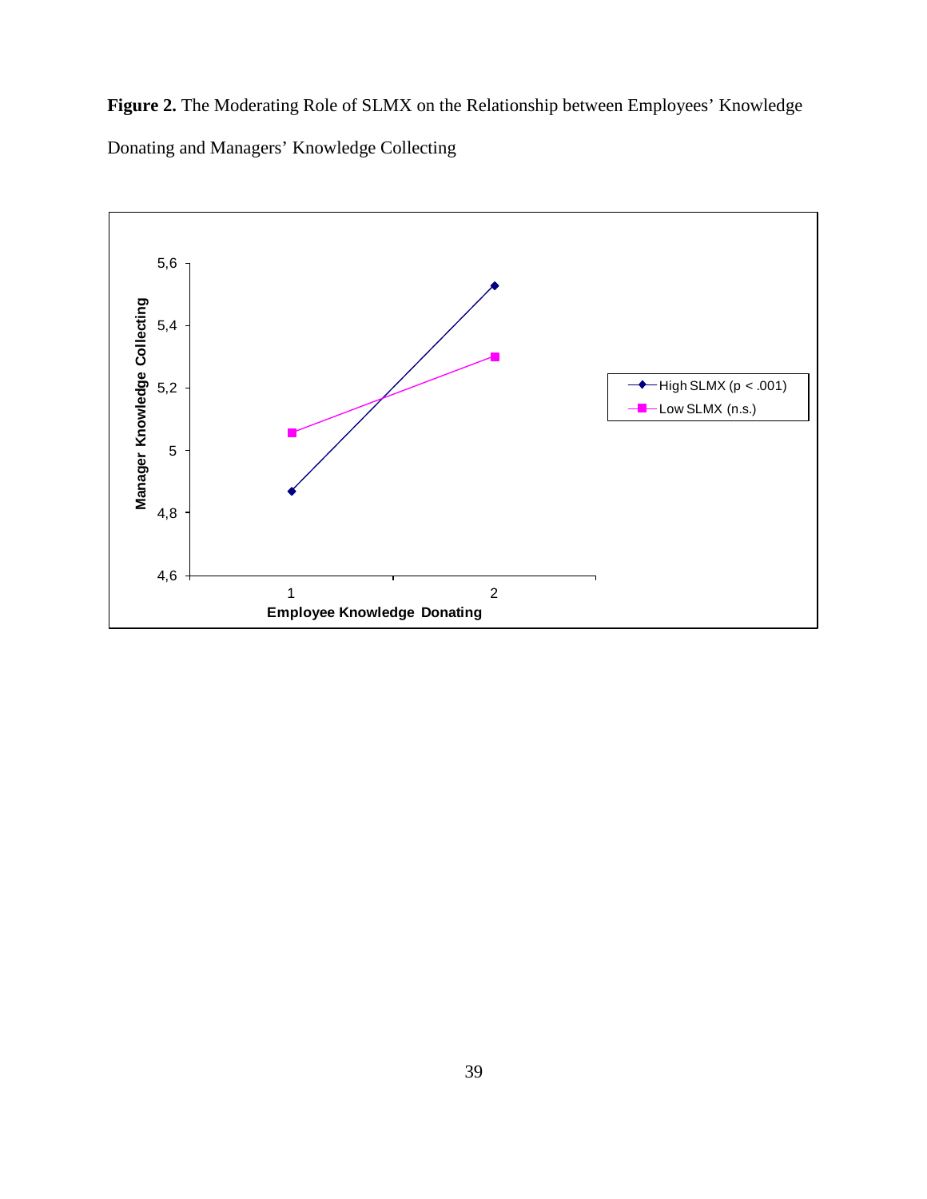**Figure 2.** The Moderating Role of SLMX on the Relationship between Employees' Knowledge Donating and Managers' Knowledge Collecting

Manager Knowledge Collecting

5,6
5,4
5,2
5
4,8
4,6

1
2

Employee Knowledge Donating

High SLMX ($p < .001$)
Low SLMX (n.s.)